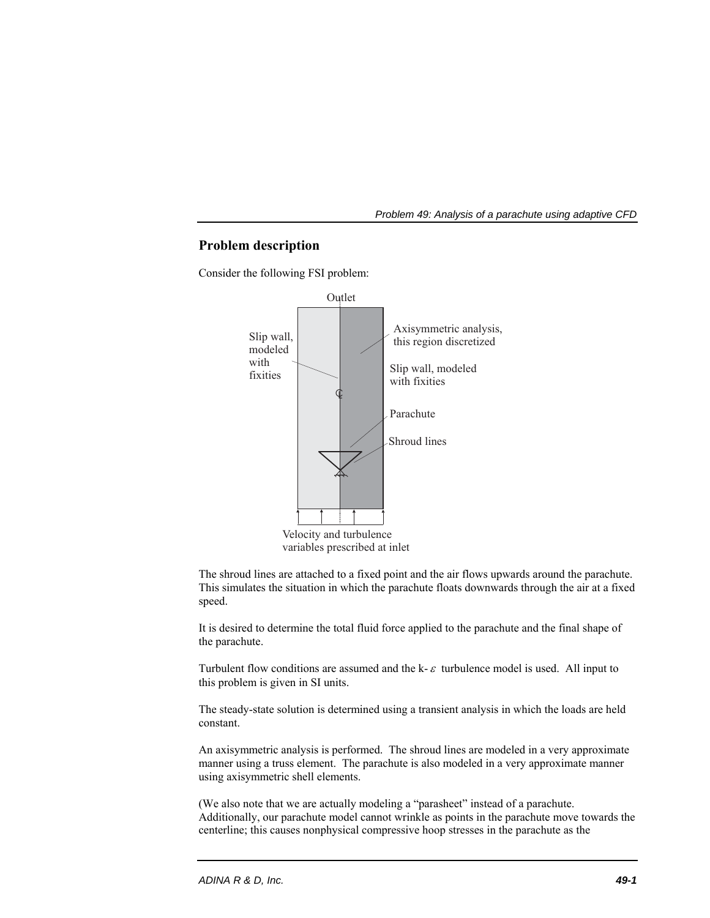## Problem description

Consider the following FSI problem:

The shroud lines are attached to a fixed point and the air flows upwards around the parachute. This simulates the situation in which the parachute floats downwards through the air at a fixed speed.

It is desired to determine the total fluid force applied to the parachute and the final shape of the parachute.

Turbulent flow conditions are assumed and the k-$\varepsilon$ turbulence model is used. All input to this problem is given in SI units.

The steady-state solution is determined using a transient analysis in which the loads are held constant.

An axisymmetric analysis is performed. The shroud lines are modeled in a very approximate manner using a truss element. The parachute is also modeled in a very approximate manner using axisymmetric shell elements.

(We also note that we are actually modeling a "parasheet" instead of a parachute. Additionally, our parachute model cannot wrinkle as points in the parachute move towards the centerline; this causes nonphysical compressive hoop stresses in the parachute as the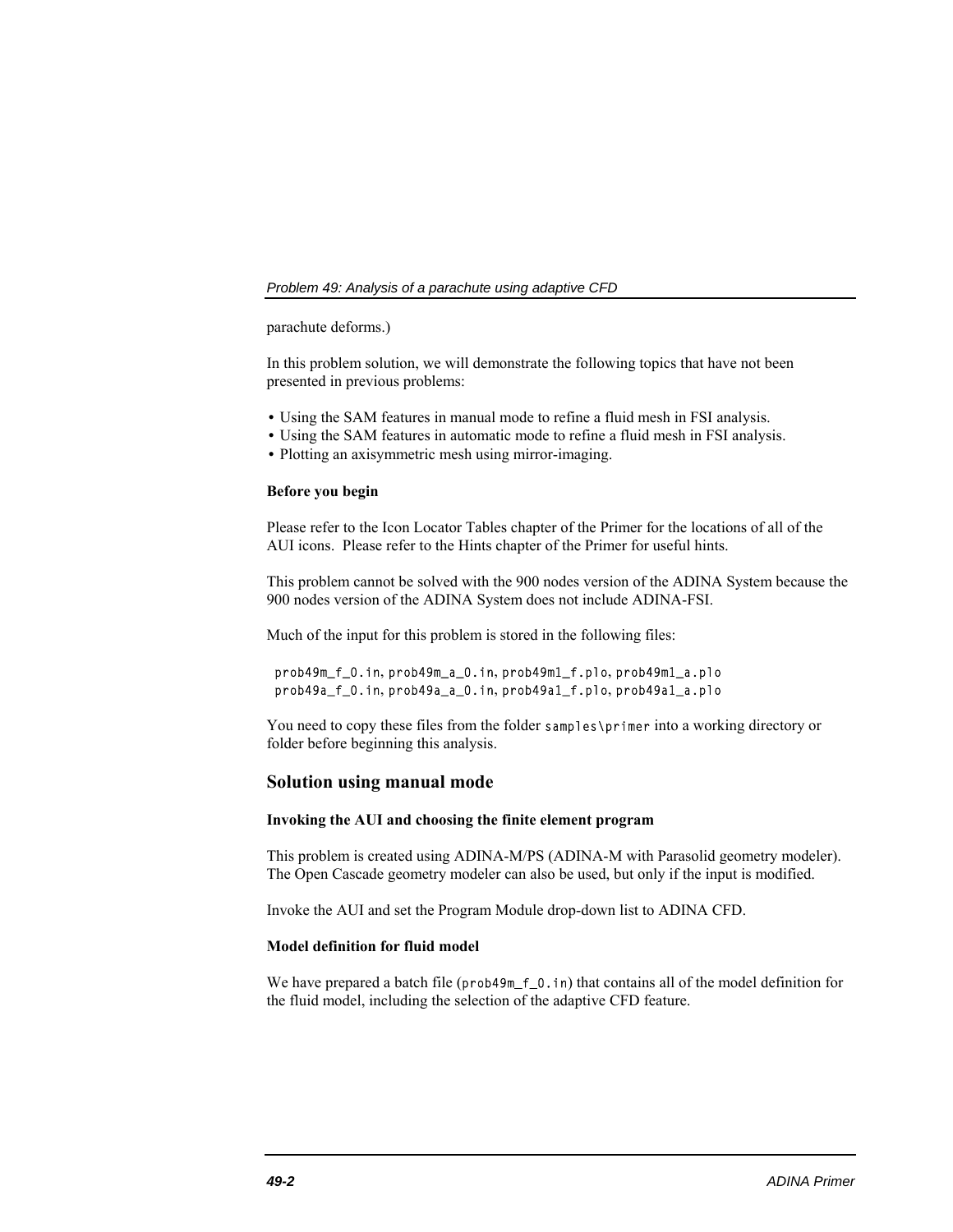parachute deforms.)

In this problem solution, we will demonstrate the following topics that have not been presented in previous problems:

- Using the SAM features in manual mode to refine a fluid mesh in FSI analysis.
- Using the SAM features in automatic mode to refine a fluid mesh in FSI analysis.
- Plotting an axisymmetric mesh using mirror-imaging.

**Before you begin**

Please refer to the Icon Locator Tables chapter of the Primer for the locations of all of the AUI icons. Please refer to the Hints chapter of the Primer for useful hints.

This problem cannot be solved with the 900 nodes version of the ADINA System because the 900 nodes version of the ADINA System does not include ADINA-FSI.

Much of the input for this problem is stored in the following files:

`prob49m_f_0.in`, `prob49m_a_0.in`, `prob49m1_f.plo`, `prob49m1_a.plo`
`prob49a_f_0.in`, `prob49a_a_0.in`, `prob49a1_f.plo`, `prob49a1_a.plo`

You need to copy these files from the folder `samples\primer` into a working directory or folder before beginning this analysis.

## Solution using manual mode

**Invoking the AUI and choosing the finite element program**

This problem is created using ADINA-M/PS (ADINA-M with Parasolid geometry modeler). The Open Cascade geometry modeler can also be used, but only if the input is modified.

Invoke the AUI and set the Program Module drop-down list to ADINA CFD.

**Model definition for fluid model**

We have prepared a batch file (`prob49m_f_0.in`) that contains all of the model definition for the fluid model, including the selection of the adaptive CFD feature.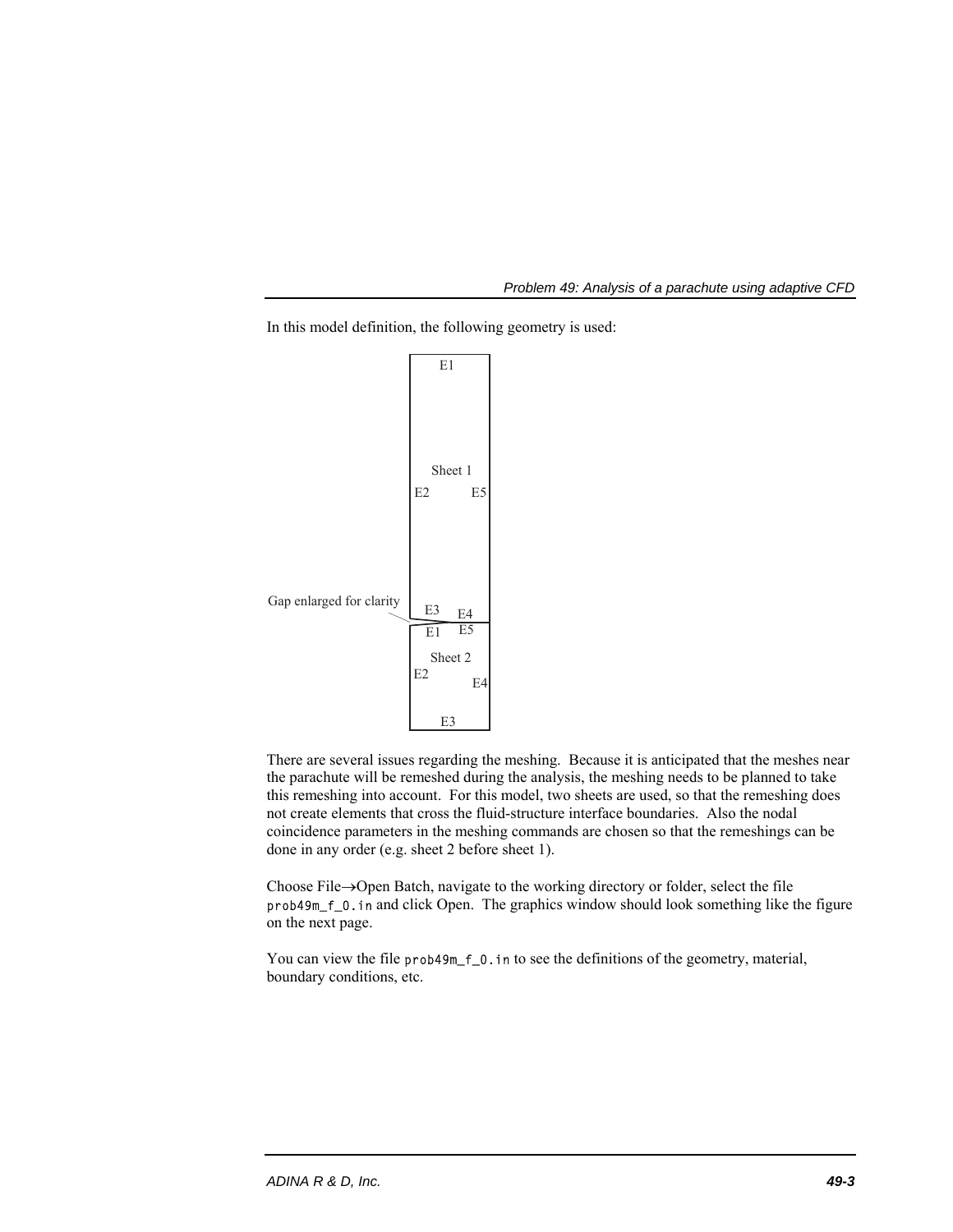In this model definition, the following geometry is used:

E1

Sheet 1

E2 E5

Gap enlarged for clarity

E3 E4

E1 E5

Sheet 2

E2 E4

E3

There are several issues regarding the meshing. Because it is anticipated that the meshes near the parachute will be remeshed during the analysis, the meshing needs to be planned to take this remeshing into account. For this model, two sheets are used, so that the remeshing does not create elements that cross the fluid-structure interface boundaries. Also the nodal coincidence parameters in the meshing commands are chosen so that the remeshings can be done in any order (e.g. sheet 2 before sheet 1).

Choose File→Open Batch, navigate to the working directory or folder, select the file `prob49m_f_0.in` and click Open. The graphics window should look something like the figure on the next page.

You can view the file `prob49m_f_0.in` to see the definitions of the geometry, material, boundary conditions, etc.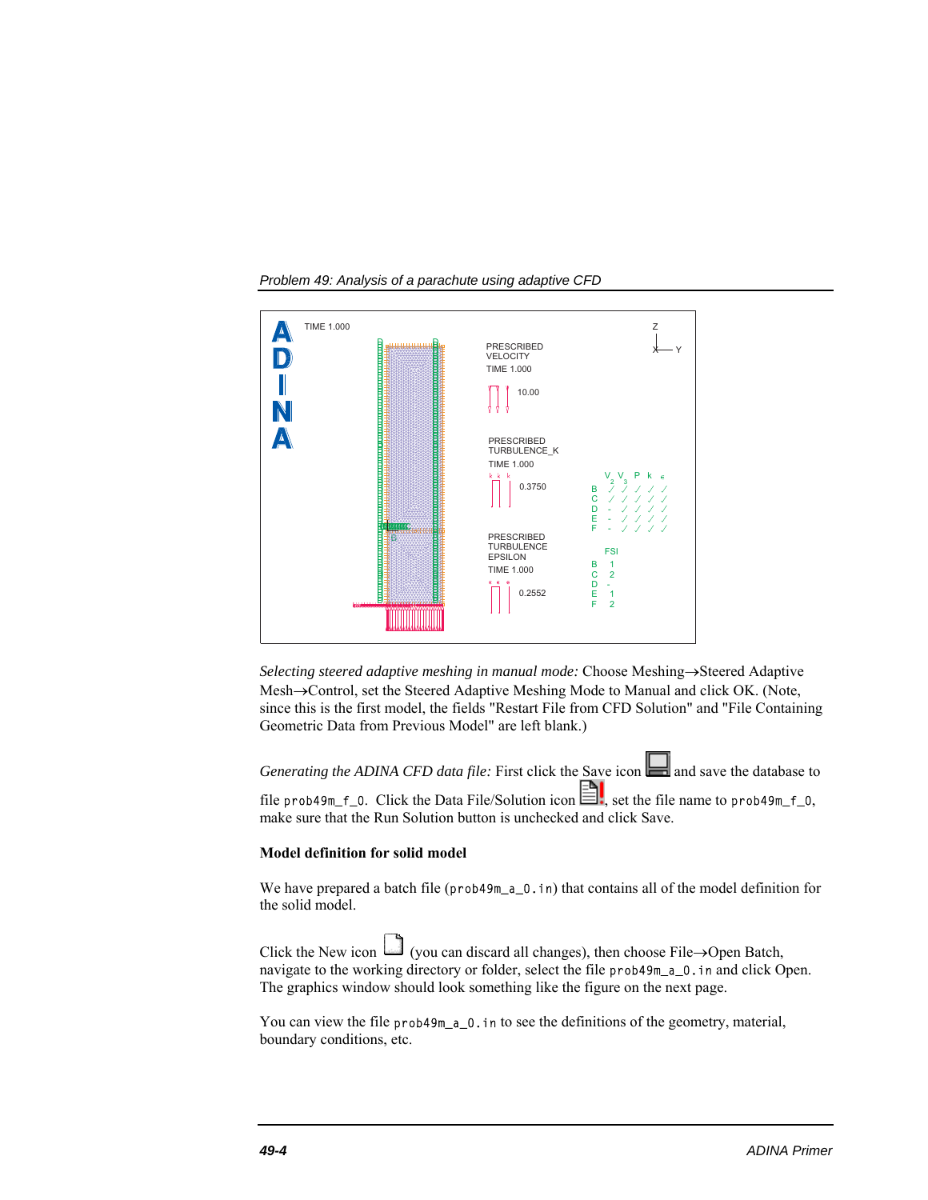*Selecting steered adaptive meshing in manual mode:* Choose Meshing→Steered Adaptive Mesh→Control, set the Steered Adaptive Meshing Mode to Manual and click OK. (Note, since this is the first model, the fields "Restart File from CFD Solution" and "File Containing Geometric Data from Previous Model" are left blank.)

*Generating the ADINA CFD data file:* First click the Save icon and save the database to file `prob49m_f_0`. Click the Data File/Solution icon, set the file name to `prob49m_f_0`, make sure that the Run Solution button is unchecked and click Save.

**Model definition for solid model**

We have prepared a batch file (`prob49m_a_0.in`) that contains all of the model definition for the solid model.

Click the New icon (you can discard all changes), then choose File→Open Batch, navigate to the working directory or folder, select the file `prob49m_a_0.in` and click Open. The graphics window should look something like the figure on the next page.

You can view the file `prob49m_a_0.in` to see the definitions of the geometry, material, boundary conditions, etc.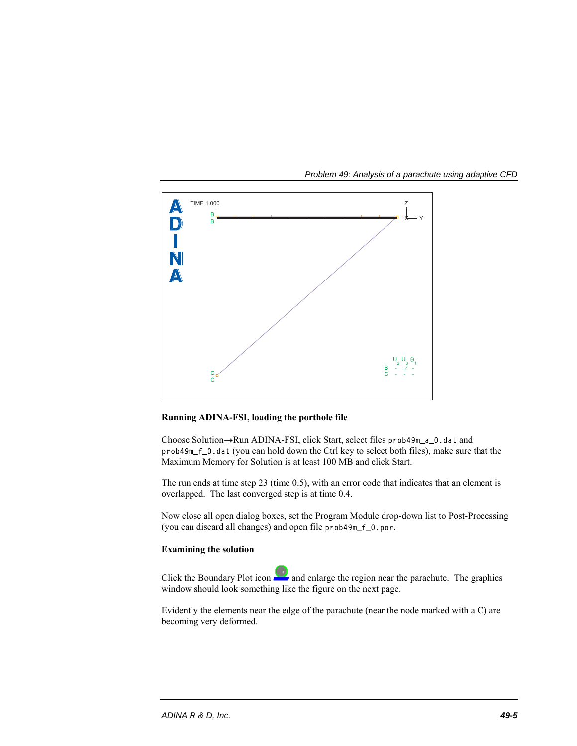**Running ADINA-FSI, loading the porthole file**

Choose Solution→Run ADINA-FSI, click Start, select files `prob49m_a_0.dat` and `prob49m_f_0.dat` (you can hold down the Ctrl key to select both files), make sure that the Maximum Memory for Solution is at least 100 MB and click Start.

The run ends at time step 23 (time 0.5), with an error code that indicates that an element is overlapped. The last converged step is at time 0.4.

Now close all open dialog boxes, set the Program Module drop-down list to Post-Processing (you can discard all changes) and open file `prob49m_f_0.por`.

**Examining the solution**

Click the Boundary Plot icon and enlarge the region near the parachute. The graphics window should look something like the figure on the next page.

Evidently the elements near the edge of the parachute (near the node marked with a C) are becoming very deformed.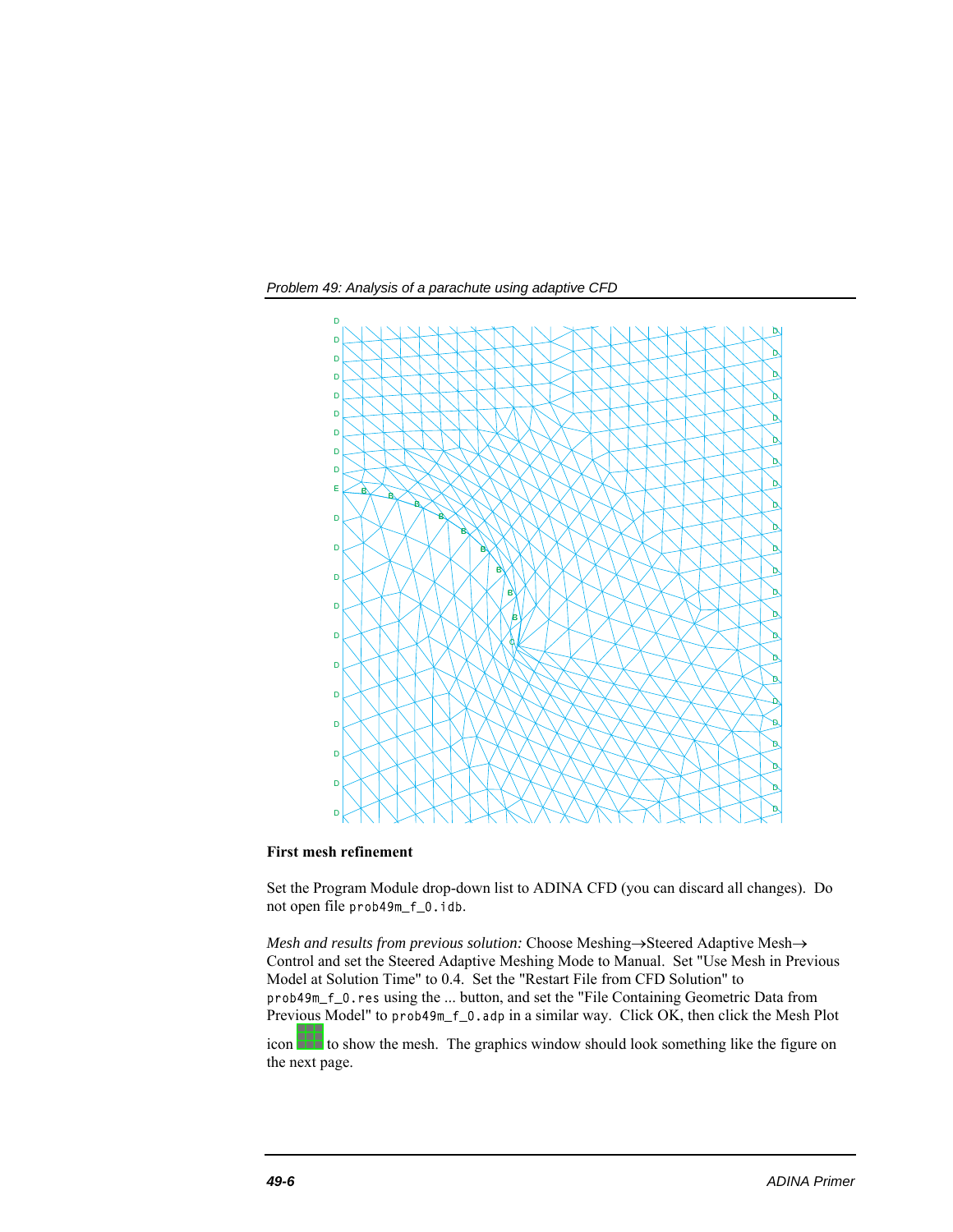## First mesh refinement

Set the Program Module drop-down list to ADINA CFD (you can discard all changes). Do not open file `prob49m_f_0.idb`.

*Mesh and results from previous solution:* Choose Meshing→Steered Adaptive Mesh→ Control and set the Steered Adaptive Meshing Mode to Manual. Set "Use Mesh in Previous Model at Solution Time" to 0.4. Set the "Restart File from CFD Solution" to `prob49m_f_0.res` using the ... button, and set the "File Containing Geometric Data from Previous Model" to `prob49m_f_0.adp` in a similar way. Click OK, then click the Mesh Plot icon to show the mesh. The graphics window should look something like the figure on the next page.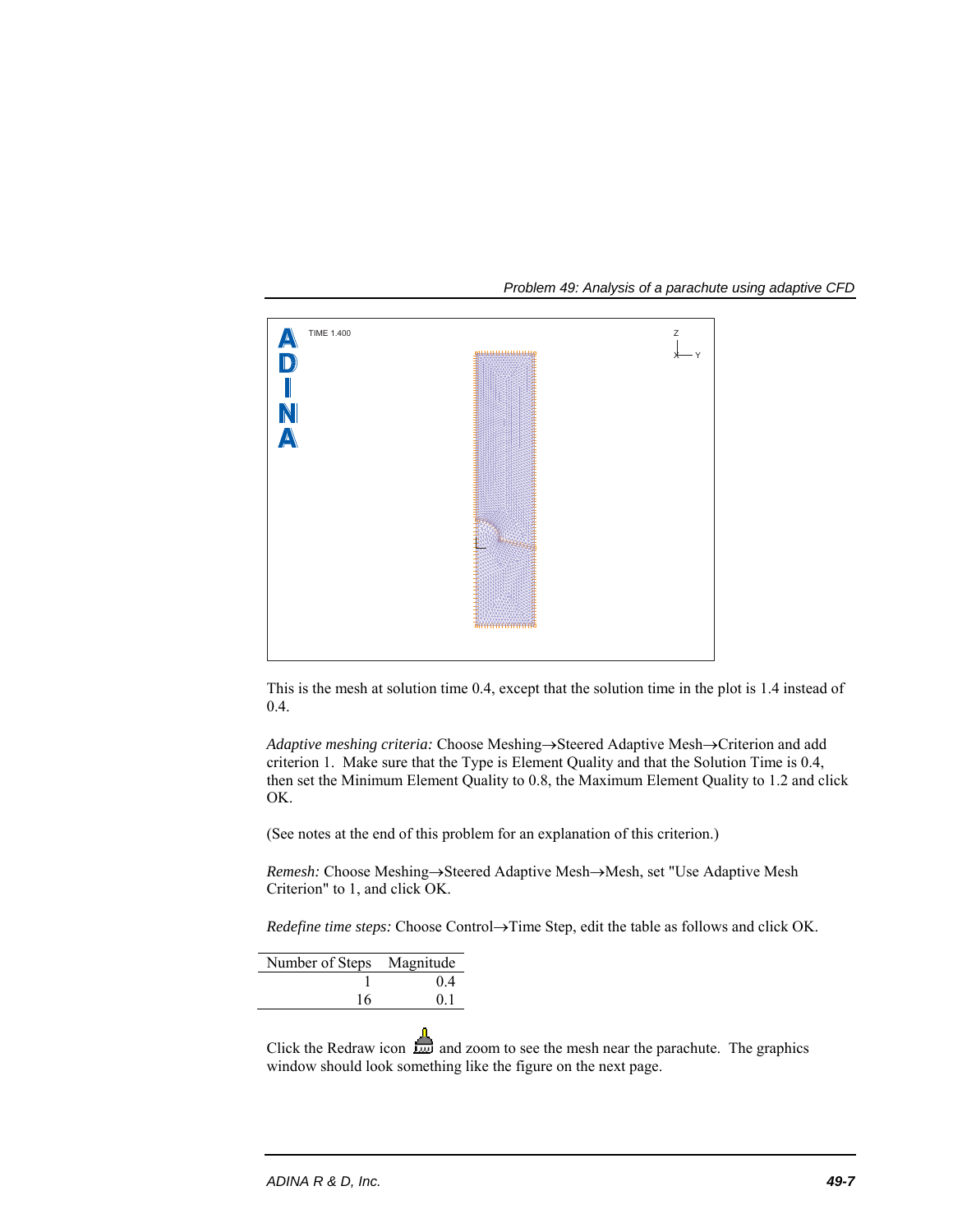This is the mesh at solution time 0.4, except that the solution time in the plot is 1.4 instead of 0.4.

*Adaptive meshing criteria:* Choose Meshing→Steered Adaptive Mesh→Criterion and add criterion 1. Make sure that the Type is Element Quality and that the Solution Time is 0.4, then set the Minimum Element Quality to 0.8, the Maximum Element Quality to 1.2 and click OK.

(See notes at the end of this problem for an explanation of this criterion.)

*Remesh:* Choose Meshing→Steered Adaptive Mesh→Mesh, set "Use Adaptive Mesh Criterion" to 1, and click OK.

*Redefine time steps:* Choose Control→Time Step, edit the table as follows and click OK.

| Number of Steps | Magnitude |
| ---: | ---: |
| 1 | 0.4 |
| 16 | 0.1 |

Click the Redraw icon and zoom to see the mesh near the parachute. The graphics window should look something like the figure on the next page.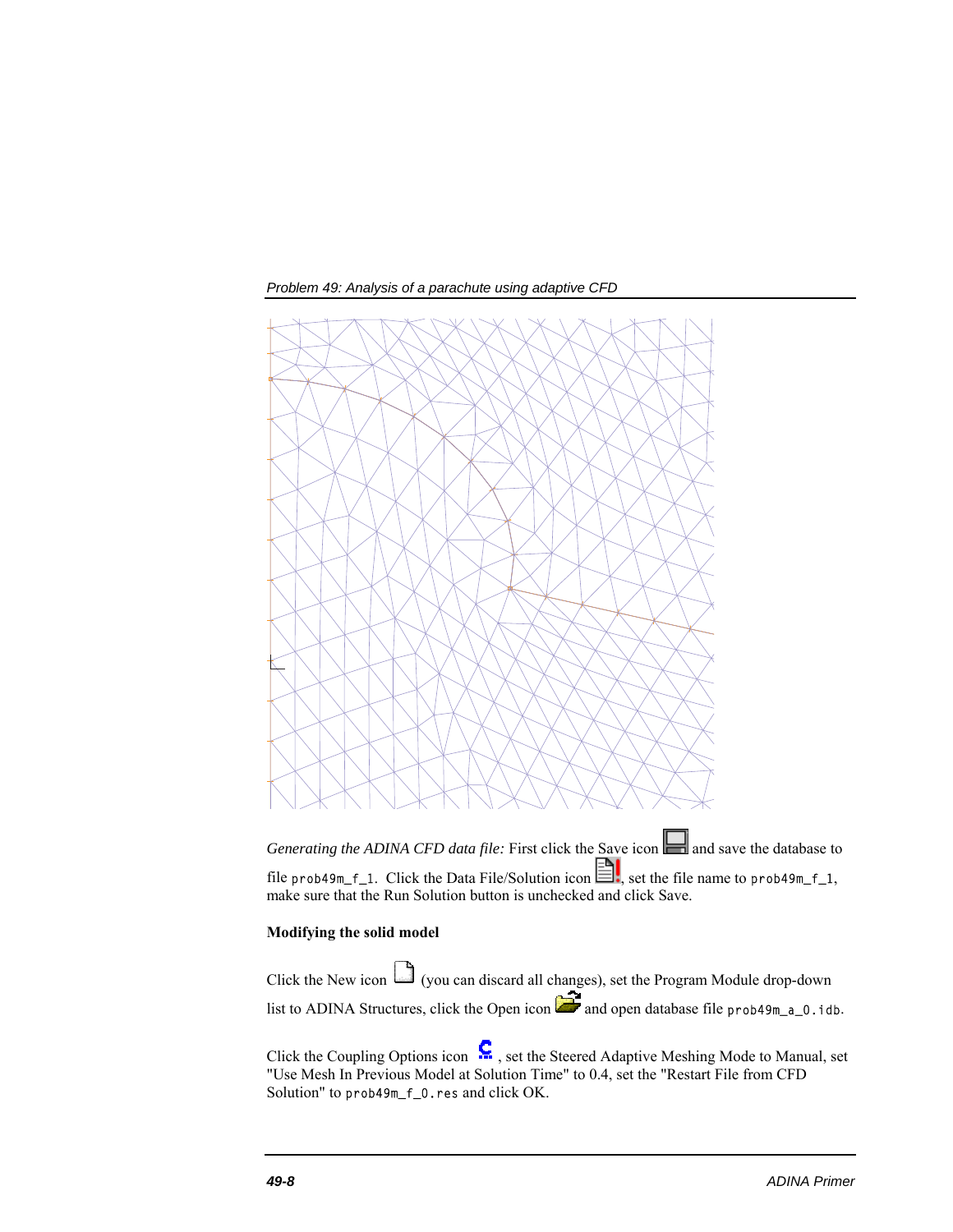*Generating the ADINA CFD data file:* First click the Save icon and save the database to file prob49m_f_1. Click the Data File/Solution icon, set the file name to prob49m_f_1, make sure that the Run Solution button is unchecked and click Save.

**Modifying the solid model**

Click the New icon (you can discard all changes), set the Program Module drop-down list to ADINA Structures, click the Open icon and open database file prob49m_a_0.idb.

Click the Coupling Options icon, set the Steered Adaptive Meshing Mode to Manual, set "Use Mesh In Previous Model at Solution Time" to 0.4, set the "Restart File from CFD Solution" to prob49m_f_0.res and click OK.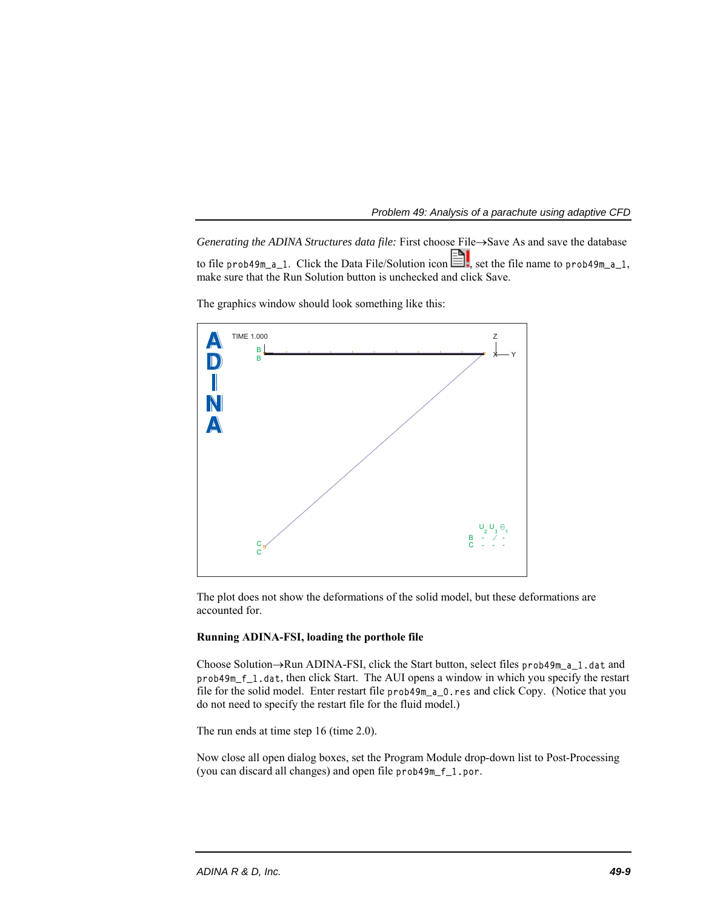*Generating the ADINA Structures data file:* First choose File→Save As and save the database to file `prob49m_a_1`. Click the Data File/Solution icon, set the file name to `prob49m_a_1`, make sure that the Run Solution button is unchecked and click Save.

The graphics window should look something like this:

The plot does not show the deformations of the solid model, but these deformations are accounted for.

**Running ADINA-FSI, loading the porthole file**

Choose Solution→Run ADINA-FSI, click the Start button, select files `prob49m_a_1.dat` and `prob49m_f_1.dat`, then click Start. The AUI opens a window in which you specify the restart file for the solid model. Enter restart file `prob49m_a_0.res` and click Copy. (Notice that you do not need to specify the restart file for the fluid model.)

The run ends at time step 16 (time 2.0).

Now close all open dialog boxes, set the Program Module drop-down list to Post-Processing (you can discard all changes) and open file `prob49m_f_1.por`.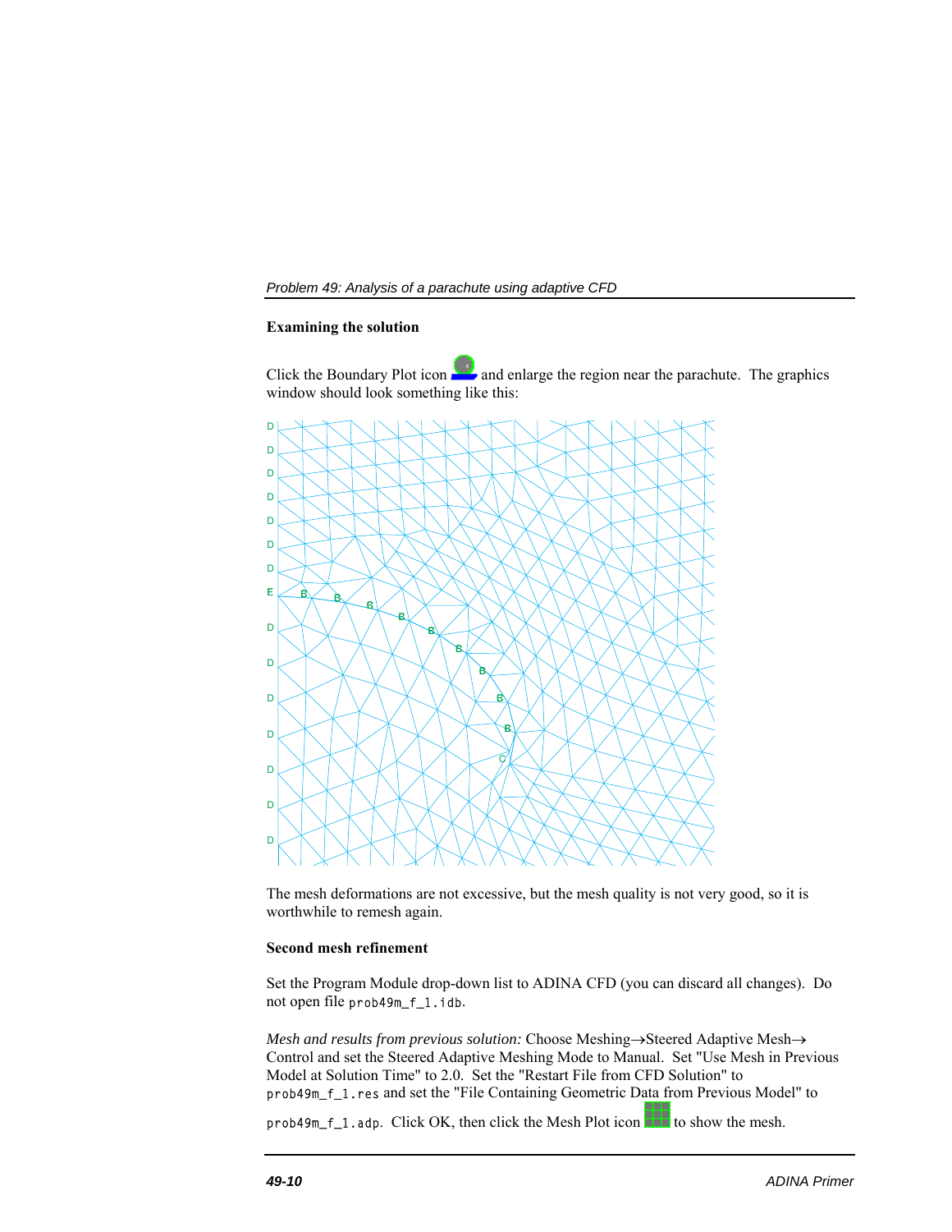### Examining the solution

Click the Boundary Plot icon and enlarge the region near the parachute. The graphics window should look something like this:

The mesh deformations are not excessive, but the mesh quality is not very good, so it is worthwhile to remesh again.

### Second mesh refinement

Set the Program Module drop-down list to ADINA CFD (you can discard all changes). Do not open file `prob49m_f_1.idb`.

*Mesh and results from previous solution:* Choose Meshing→Steered Adaptive Mesh→ Control and set the Steered Adaptive Meshing Mode to Manual. Set "Use Mesh in Previous Model at Solution Time" to 2.0. Set the "Restart File from CFD Solution" to `prob49m_f_1.res` and set the "File Containing Geometric Data from Previous Model" to `prob49m_f_1.adp`. Click OK, then click the Mesh Plot icon to show the mesh.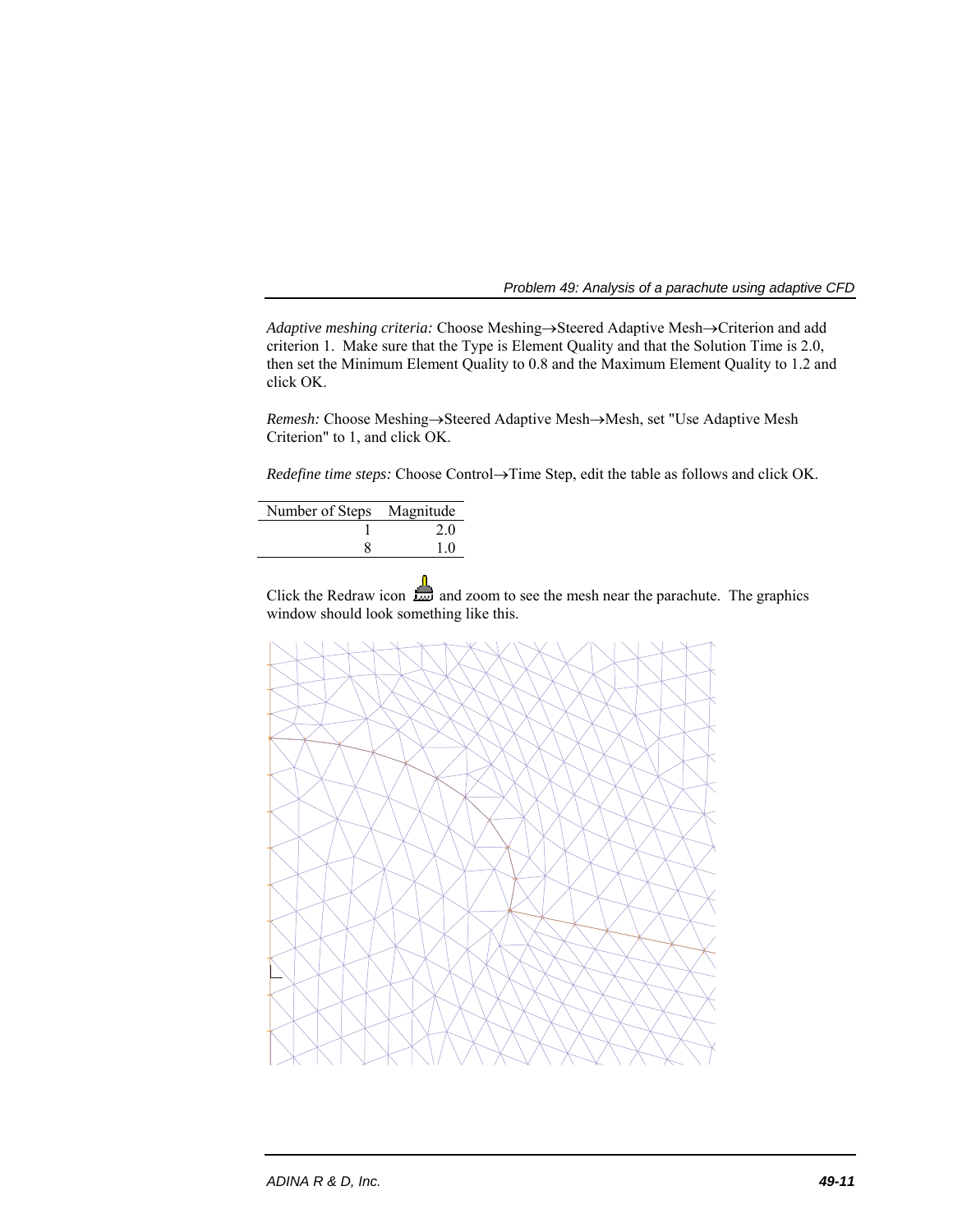*Adaptive meshing criteria:* Choose Meshing→Steered Adaptive Mesh→Criterion and add criterion 1. Make sure that the Type is Element Quality and that the Solution Time is 2.0, then set the Minimum Element Quality to 0.8 and the Maximum Element Quality to 1.2 and click OK.

*Remesh:* Choose Meshing→Steered Adaptive Mesh→Mesh, set "Use Adaptive Mesh Criterion" to 1, and click OK.

*Redefine time steps:* Choose Control→Time Step, edit the table as follows and click OK.

| Number of Steps | Magnitude |
|---:|---:|
| 1 | 2.0 |
| 8 | 1.0 |

Click the Redraw icon and zoom to see the mesh near the parachute. The graphics window should look something like this.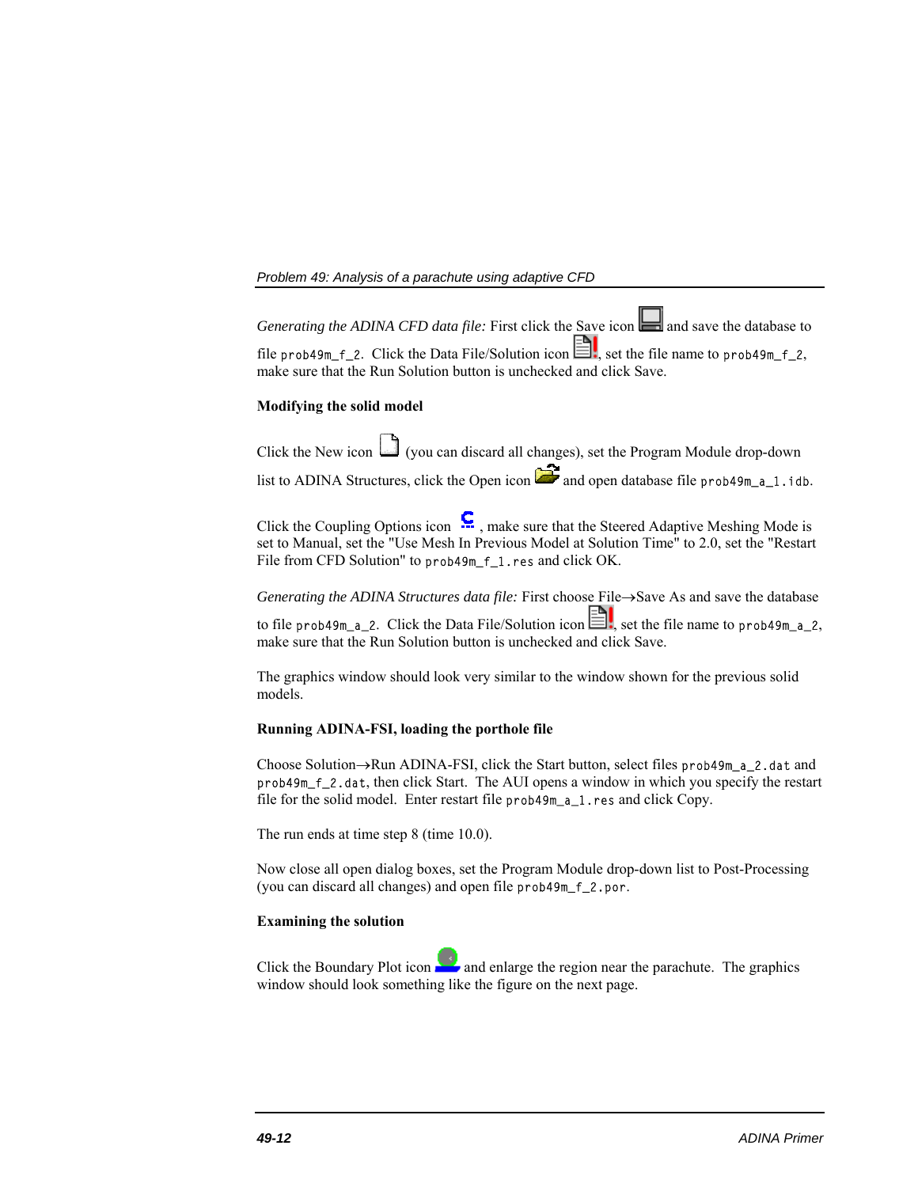*Generating the ADINA CFD data file:* First click the Save icon and save the database to file `prob49m_f_2`. Click the Data File/Solution icon, set the file name to `prob49m_f_2`, make sure that the Run Solution button is unchecked and click Save.

**Modifying the solid model**

Click the New icon (you can discard all changes), set the Program Module drop-down list to ADINA Structures, click the Open icon and open database file `prob49m_a_1.idb`.

Click the Coupling Options icon, make sure that the Steered Adaptive Meshing Mode is set to Manual, set the "Use Mesh In Previous Model at Solution Time" to 2.0, set the "Restart File from CFD Solution" to `prob49m_f_1.res` and click OK.

*Generating the ADINA Structures data file:* First choose File→Save As and save the database to file `prob49m_a_2`. Click the Data File/Solution icon, set the file name to `prob49m_a_2`, make sure that the Run Solution button is unchecked and click Save.

The graphics window should look very similar to the window shown for the previous solid models.

**Running ADINA-FSI, loading the porthole file**

Choose Solution→Run ADINA-FSI, click the Start button, select files `prob49m_a_2.dat` and `prob49m_f_2.dat`, then click Start. The AUI opens a window in which you specify the restart file for the solid model. Enter restart file `prob49m_a_1.res` and click Copy.

The run ends at time step 8 (time 10.0).

Now close all open dialog boxes, set the Program Module drop-down list to Post-Processing (you can discard all changes) and open file `prob49m_f_2.por`.

**Examining the solution**

Click the Boundary Plot icon and enlarge the region near the parachute. The graphics window should look something like the figure on the next page.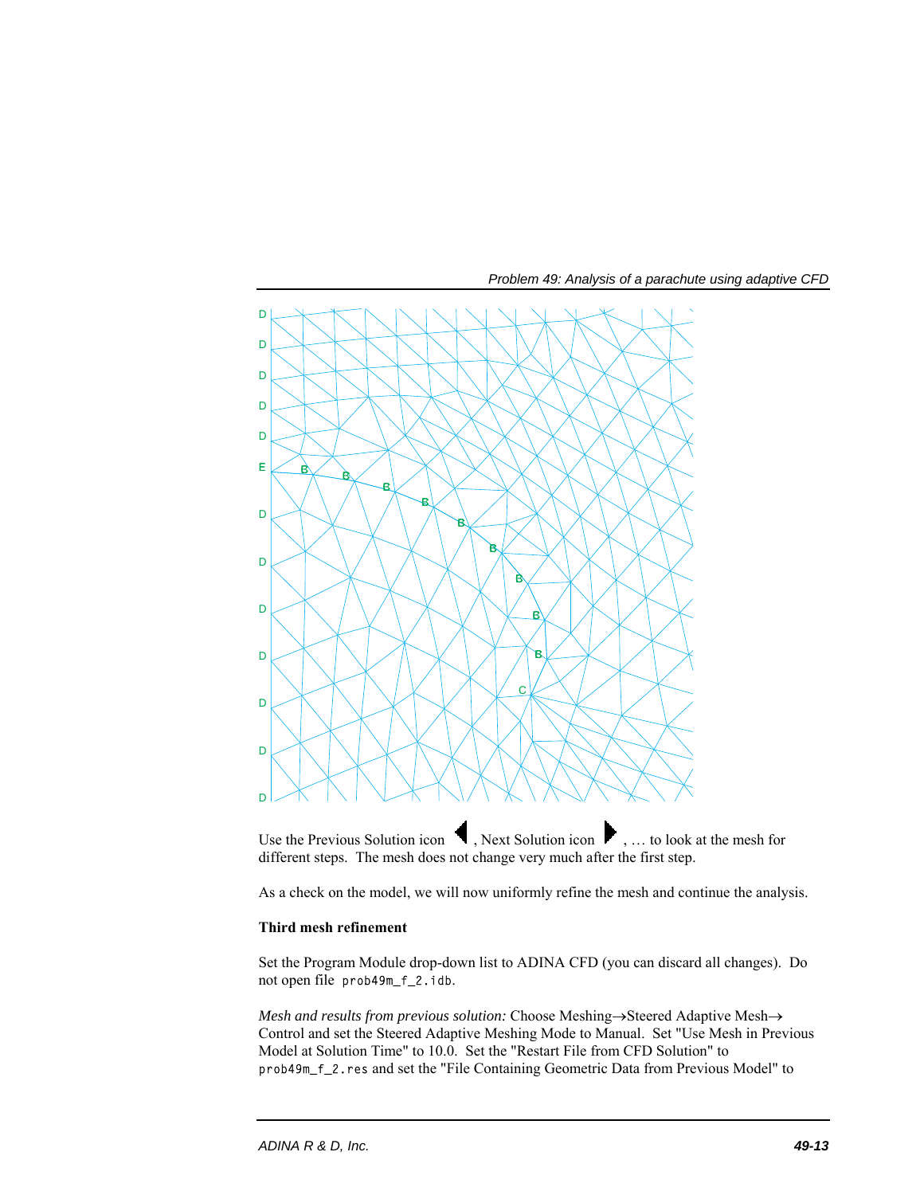Use the Previous Solution icon ◀, Next Solution icon ▶, … to look at the mesh for different steps. The mesh does not change very much after the first step.

As a check on the model, we will now uniformly refine the mesh and continue the analysis.

**Third mesh refinement**

Set the Program Module drop-down list to ADINA CFD (you can discard all changes). Do not open file `prob49m_f_2.idb`.

*Mesh and results from previous solution:* Choose Meshing→Steered Adaptive Mesh→ Control and set the Steered Adaptive Meshing Mode to Manual. Set "Use Mesh in Previous Model at Solution Time" to 10.0. Set the "Restart File from CFD Solution" to `prob49m_f_2.res` and set the "File Containing Geometric Data from Previous Model" to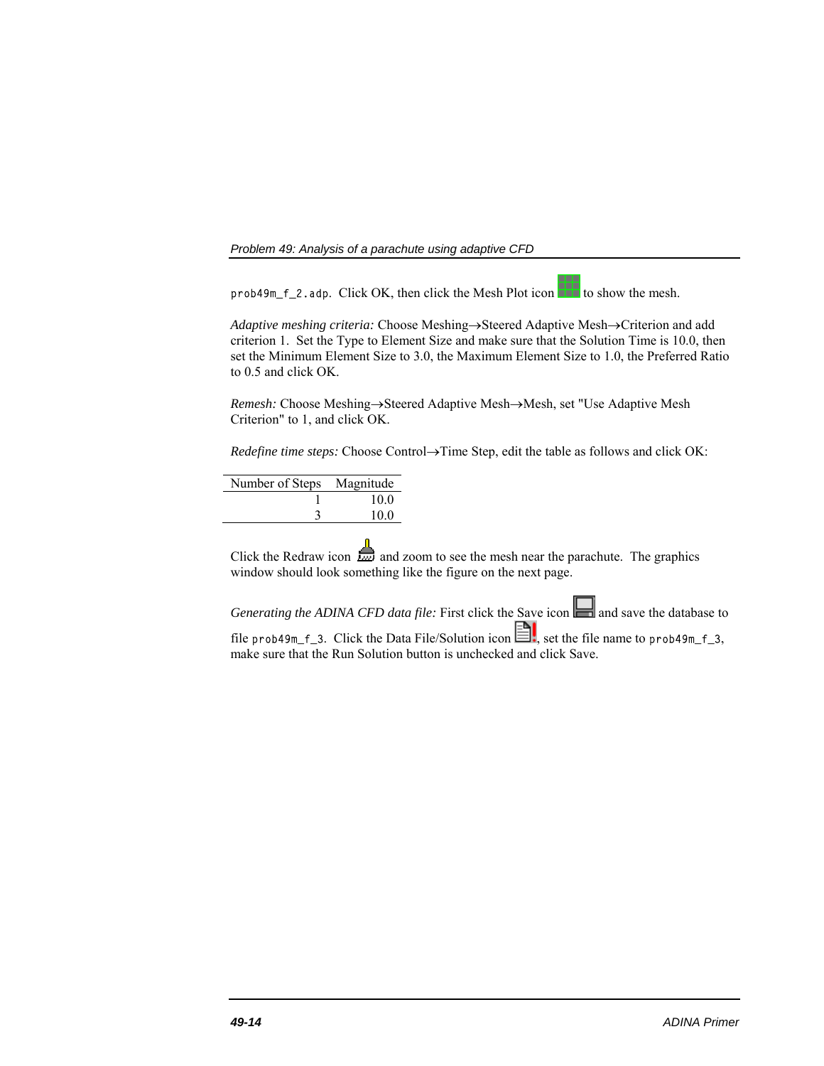`prob49m_f_2.adp`. Click OK, then click the Mesh Plot icon to show the mesh.

*Adaptive meshing criteria:* Choose Meshing→Steered Adaptive Mesh→Criterion and add criterion 1. Set the Type to Element Size and make sure that the Solution Time is 10.0, then set the Minimum Element Size to 3.0, the Maximum Element Size to 1.0, the Preferred Ratio to 0.5 and click OK.

*Remesh:* Choose Meshing→Steered Adaptive Mesh→Mesh, set "Use Adaptive Mesh Criterion" to 1, and click OK.

*Redefine time steps:* Choose Control→Time Step, edit the table as follows and click OK:

| Number of Steps | Magnitude |
|---:|---:|
| 1 | 10.0 |
| 3 | 10.0 |

Click the Redraw icon and zoom to see the mesh near the parachute. The graphics window should look something like the figure on the next page.

*Generating the ADINA CFD data file:* First click the Save icon and save the database to file `prob49m_f_3`. Click the Data File/Solution icon, set the file name to `prob49m_f_3`, make sure that the Run Solution button is unchecked and click Save.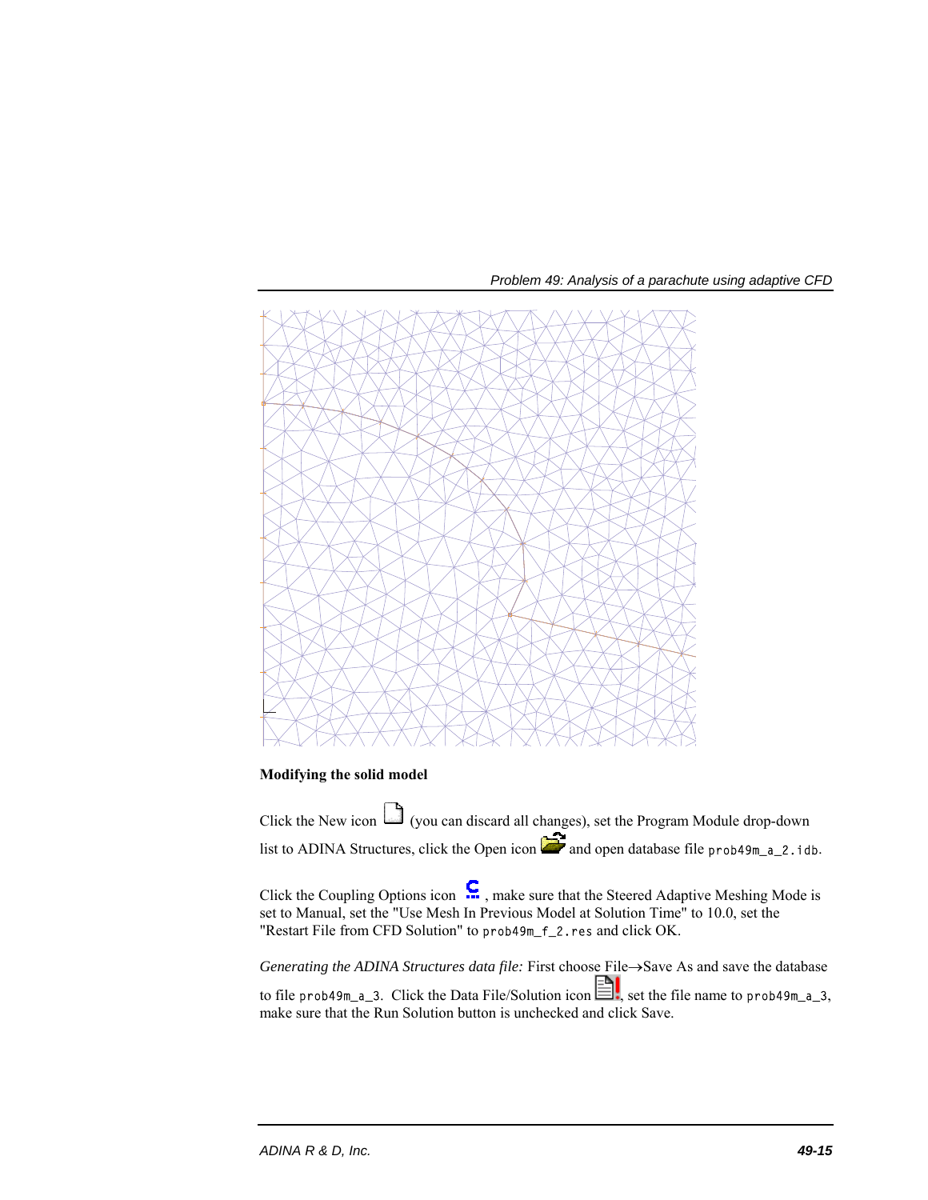**Modifying the solid model**

Click the New icon (you can discard all changes), set the Program Module drop-down list to ADINA Structures, click the Open icon and open database file `prob49m_a_2.idb`.

Click the Coupling Options icon, make sure that the Steered Adaptive Meshing Mode is set to Manual, set the "Use Mesh In Previous Model at Solution Time" to 10.0, set the "Restart File from CFD Solution" to `prob49m_f_2.res` and click OK.

*Generating the ADINA Structures data file:* First choose File→Save As and save the database to file `prob49m_a_3`. Click the Data File/Solution icon, set the file name to `prob49m_a_3`, make sure that the Run Solution button is unchecked and click Save.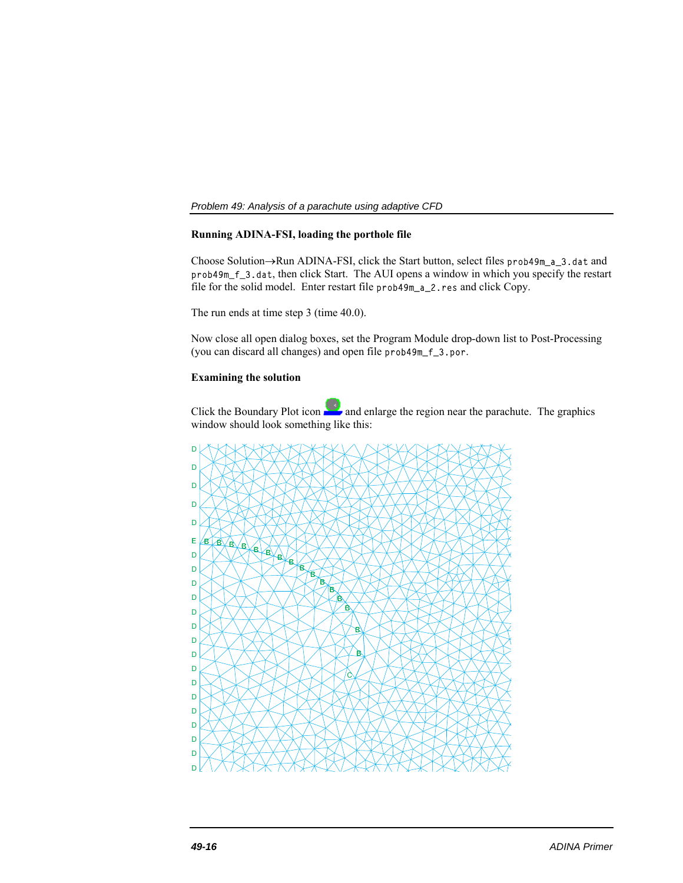## Running ADINA-FSI, loading the porthole file

Choose Solution→Run ADINA-FSI, click the Start button, select files `prob49m_a_3.dat` and `prob49m_f_3.dat`, then click Start. The AUI opens a window in which you specify the restart file for the solid model. Enter restart file `prob49m_a_2.res` and click Copy.

The run ends at time step 3 (time 40.0).

Now close all open dialog boxes, set the Program Module drop-down list to Post-Processing (you can discard all changes) and open file `prob49m_f_3.por`.

## Examining the solution

Click the Boundary Plot icon and enlarge the region near the parachute. The graphics window should look something like this: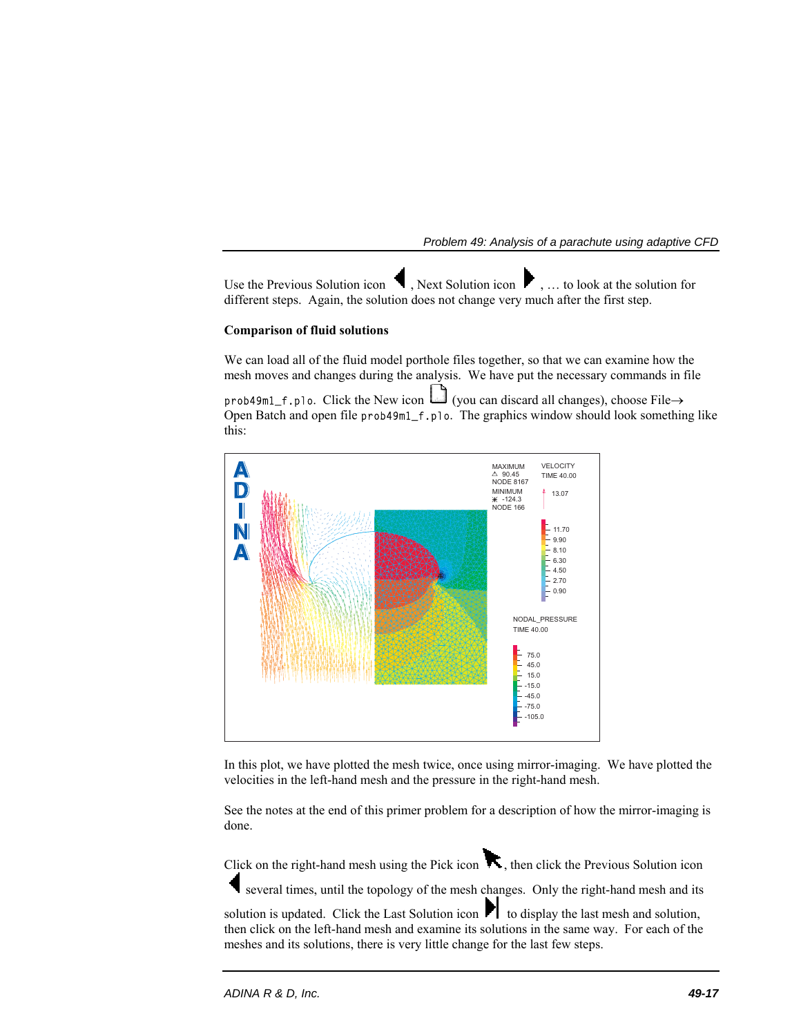Use the Previous Solution icon ◀, Next Solution icon ▶, … to look at the solution for different steps. Again, the solution does not change very much after the first step.

**Comparison of fluid solutions**

We can load all of the fluid model porthole files together, so that we can examine how the mesh moves and changes during the analysis. We have put the necessary commands in file `prob49m1_f.plo`. Click the New icon (you can discard all changes), choose File→ Open Batch and open file `prob49m1_f.plo`. The graphics window should look something like this:

In this plot, we have plotted the mesh twice, once using mirror-imaging. We have plotted the velocities in the left-hand mesh and the pressure in the right-hand mesh.

See the notes at the end of this primer problem for a description of how the mirror-imaging is done.

Click on the right-hand mesh using the Pick icon, then click the Previous Solution icon ◀ several times, until the topology of the mesh changes. Only the right-hand mesh and its solution is updated. Click the Last Solution icon ▶| to display the last mesh and solution, then click on the left-hand mesh and examine its solutions in the same way. For each of the meshes and its solutions, there is very little change for the last few steps.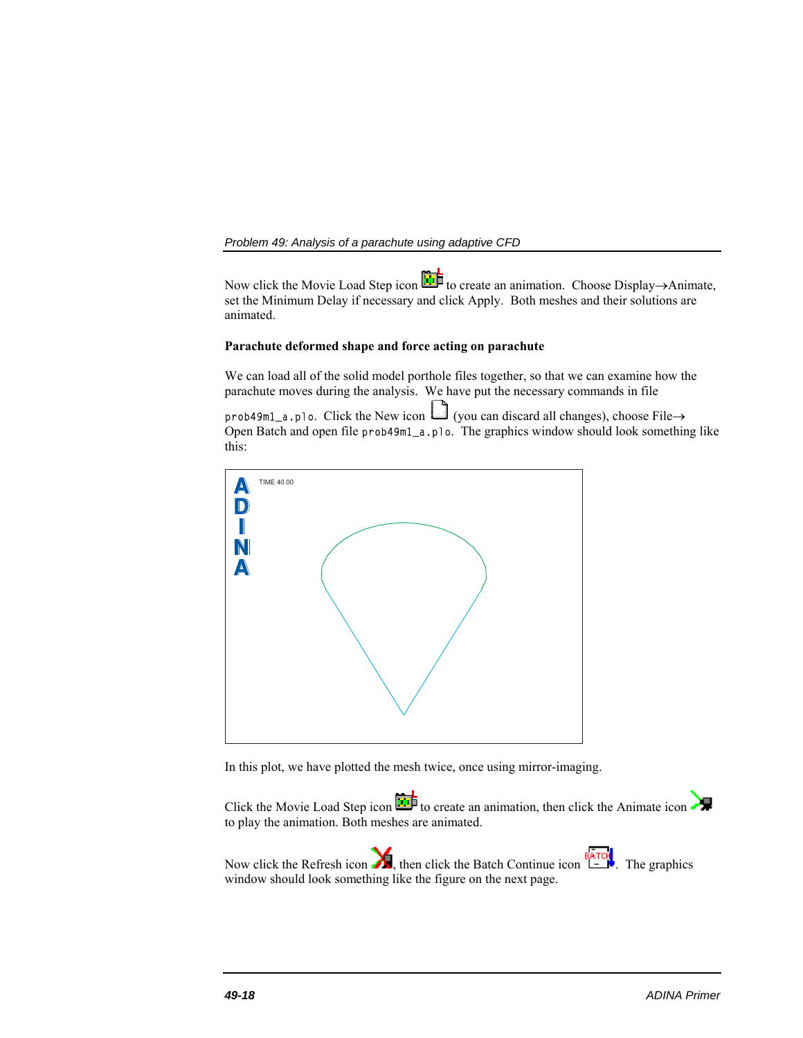Now click the Movie Load Step icon to create an animation. Choose Display→Animate, set the Minimum Delay if necessary and click Apply. Both meshes and their solutions are animated.

**Parachute deformed shape and force acting on parachute**

We can load all of the solid model porthole files together, so that we can examine how the parachute moves during the analysis. We have put the necessary commands in file `prob49m1_a.plo`. Click the New icon (you can discard all changes), choose File→ Open Batch and open file `prob49m1_a.plo`. The graphics window should look something like this:

In this plot, we have plotted the mesh twice, once using mirror-imaging.

Click the Movie Load Step icon to create an animation, then click the Animate icon to play the animation. Both meshes are animated.

Now click the Refresh icon, then click the Batch Continue icon. The graphics window should look something like the figure on the next page.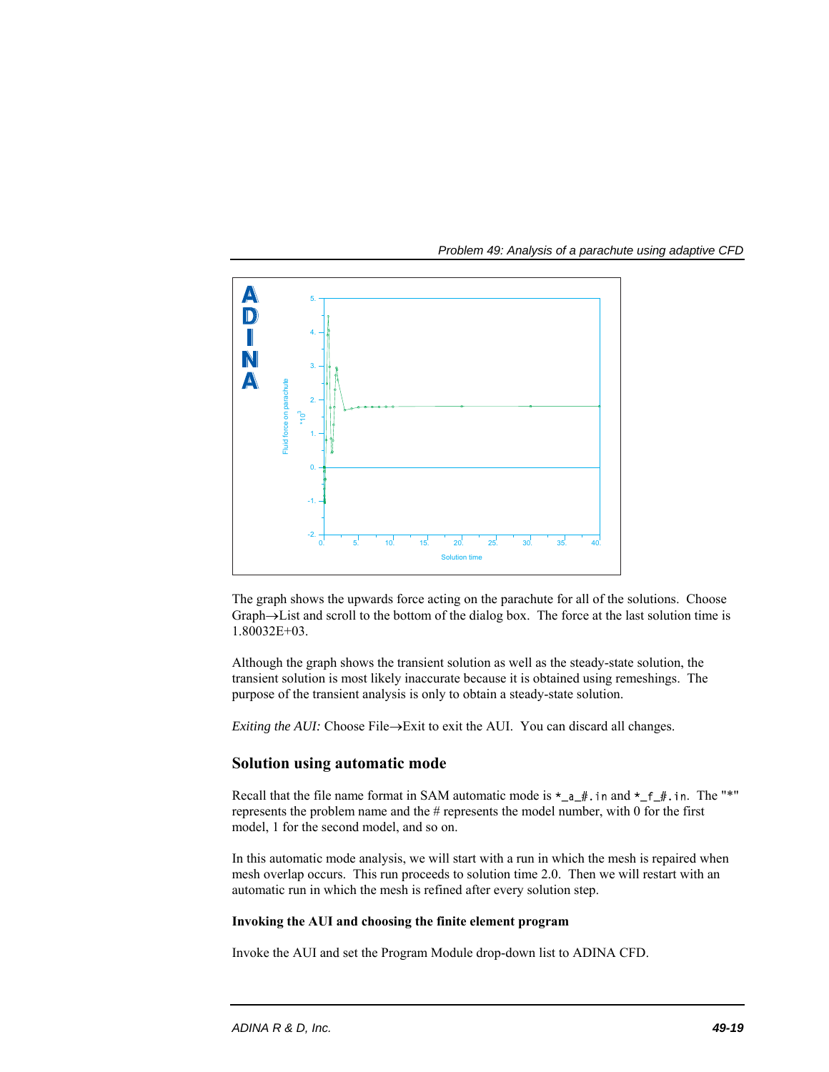The graph shows the upwards force acting on the parachute for all of the solutions. Choose Graph→List and scroll to the bottom of the dialog box. The force at the last solution time is 1.80032E+03.

Although the graph shows the transient solution as well as the steady-state solution, the transient solution is most likely inaccurate because it is obtained using remeshings. The purpose of the transient analysis is only to obtain a steady-state solution.

*Exiting the AUI:* Choose File→Exit to exit the AUI. You can discard all changes.

## Solution using automatic mode

Recall that the file name format in SAM automatic mode is `*_a_#.in` and `*_f_#.in`. The "*" represents the problem name and the # represents the model number, with 0 for the first model, 1 for the second model, and so on.

In this automatic mode analysis, we will start with a run in which the mesh is repaired when mesh overlap occurs. This run proceeds to solution time 2.0. Then we will restart with an automatic run in which the mesh is refined after every solution step.

**Invoking the AUI and choosing the finite element program**

Invoke the AUI and set the Program Module drop-down list to ADINA CFD.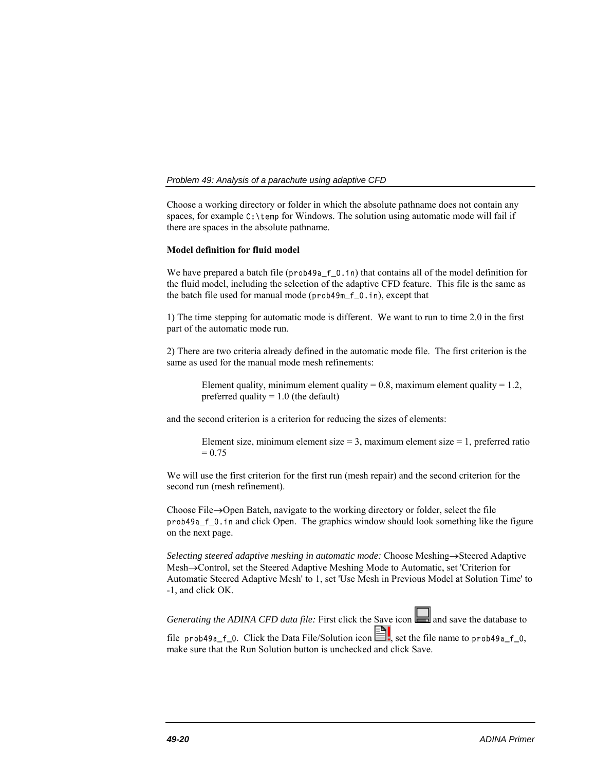Choose a working directory or folder in which the absolute pathname does not contain any spaces, for example `C:\temp` for Windows. The solution using automatic mode will fail if there are spaces in the absolute pathname.

**Model definition for fluid model**

We have prepared a batch file (`prob49a_f_0.in`) that contains all of the model definition for the fluid model, including the selection of the adaptive CFD feature. This file is the same as the batch file used for manual mode (`prob49m_f_0.in`), except that

1) The time stepping for automatic mode is different. We want to run to time 2.0 in the first part of the automatic mode run.

2) There are two criteria already defined in the automatic mode file. The first criterion is the same as used for the manual mode mesh refinements:

> Element quality, minimum element quality = 0.8, maximum element quality = 1.2, preferred quality = 1.0 (the default)

and the second criterion is a criterion for reducing the sizes of elements:

> Element size, minimum element size = 3, maximum element size = 1, preferred ratio = 0.75

We will use the first criterion for the first run (mesh repair) and the second criterion for the second run (mesh refinement).

Choose File→Open Batch, navigate to the working directory or folder, select the file `prob49a_f_0.in` and click Open. The graphics window should look something like the figure on the next page.

*Selecting steered adaptive meshing in automatic mode:* Choose Meshing→Steered Adaptive Mesh→Control, set the Steered Adaptive Meshing Mode to Automatic, set 'Criterion for Automatic Steered Adaptive Mesh' to 1, set 'Use Mesh in Previous Model at Solution Time' to -1, and click OK.

*Generating the ADINA CFD data file:* First click the Save icon and save the database to file `prob49a_f_0`. Click the Data File/Solution icon, set the file name to `prob49a_f_0`, make sure that the Run Solution button is unchecked and click Save.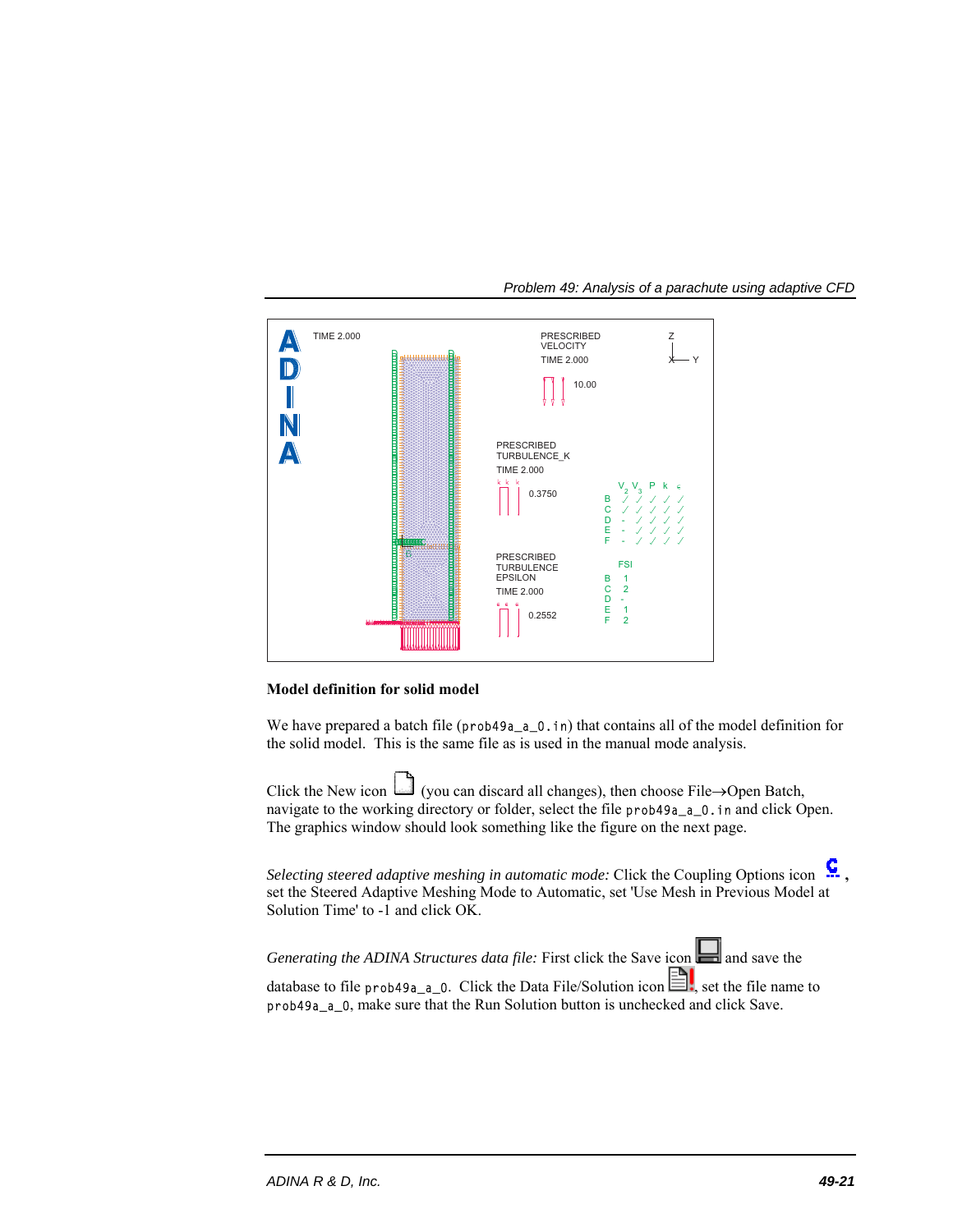## Model definition for solid model

We have prepared a batch file (prob49a_a_0.in) that contains all of the model definition for the solid model. This is the same file as is used in the manual mode analysis.

Click the New icon (you can discard all changes), then choose File→Open Batch, navigate to the working directory or folder, select the file prob49a_a_0.in and click Open. The graphics window should look something like the figure on the next page.

*Selecting steered adaptive meshing in automatic mode:* Click the Coupling Options icon, set the Steered Adaptive Meshing Mode to Automatic, set 'Use Mesh in Previous Model at Solution Time' to -1 and click OK.

*Generating the ADINA Structures data file:* First click the Save icon and save the database to file prob49a_a_0. Click the Data File/Solution icon, set the file name to prob49a_a_0, make sure that the Run Solution button is unchecked and click Save.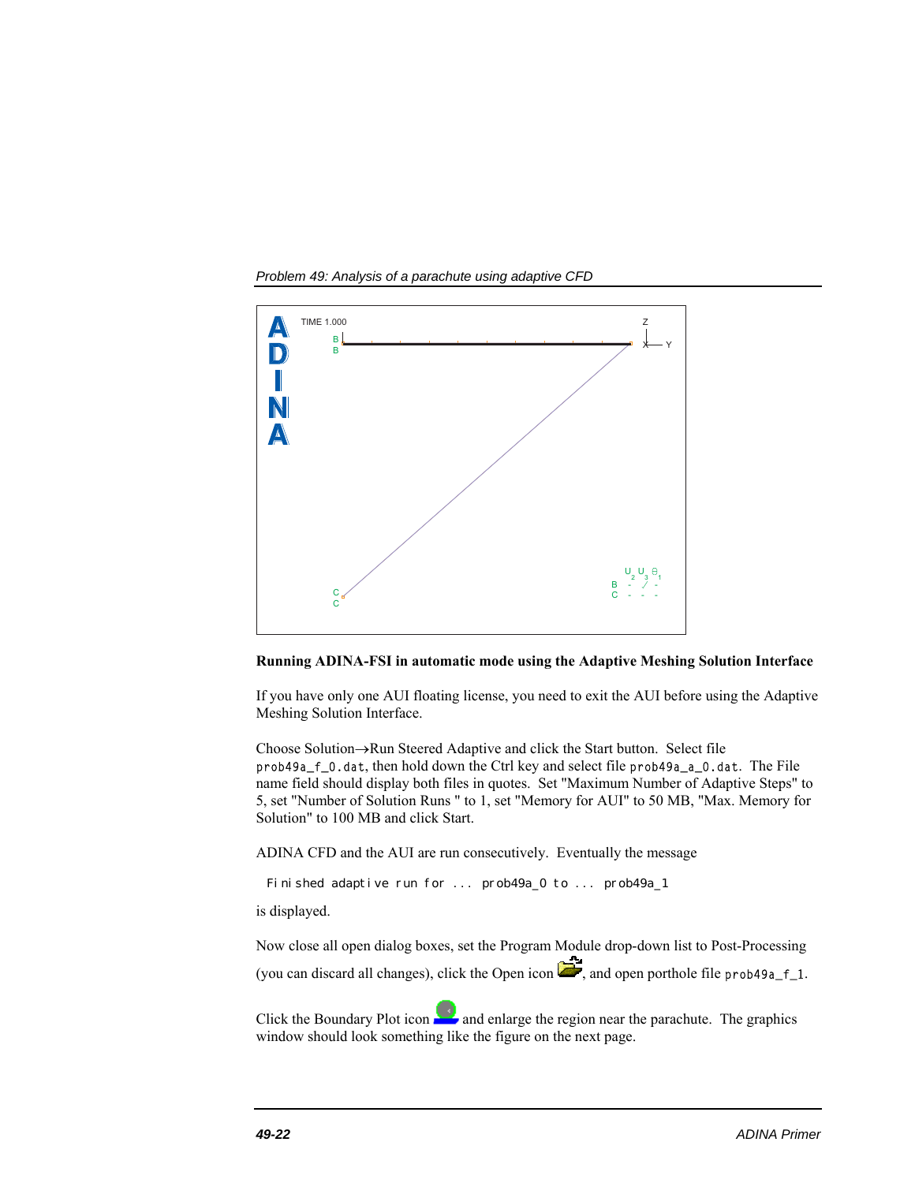## Running ADINA-FSI in automatic mode using the Adaptive Meshing Solution Interface

If you have only one AUI floating license, you need to exit the AUI before using the Adaptive Meshing Solution Interface.

Choose Solution→Run Steered Adaptive and click the Start button. Select file `prob49a_f_0.dat`, then hold down the Ctrl key and select file `prob49a_a_0.dat`. The File name field should display both files in quotes. Set "Maximum Number of Adaptive Steps" to 5, set "Number of Solution Runs " to 1, set "Memory for AUI" to 50 MB, "Max. Memory for Solution" to 100 MB and click Start.

ADINA CFD and the AUI are run consecutively. Eventually the message

```
Finished adaptive run for ... prob49a_0 to ... prob49a_1
```

is displayed.

Now close all open dialog boxes, set the Program Module drop-down list to Post-Processing (you can discard all changes), click the Open icon, and open porthole file `prob49a_f_1`.

Click the Boundary Plot icon and enlarge the region near the parachute. The graphics window should look something like the figure on the next page.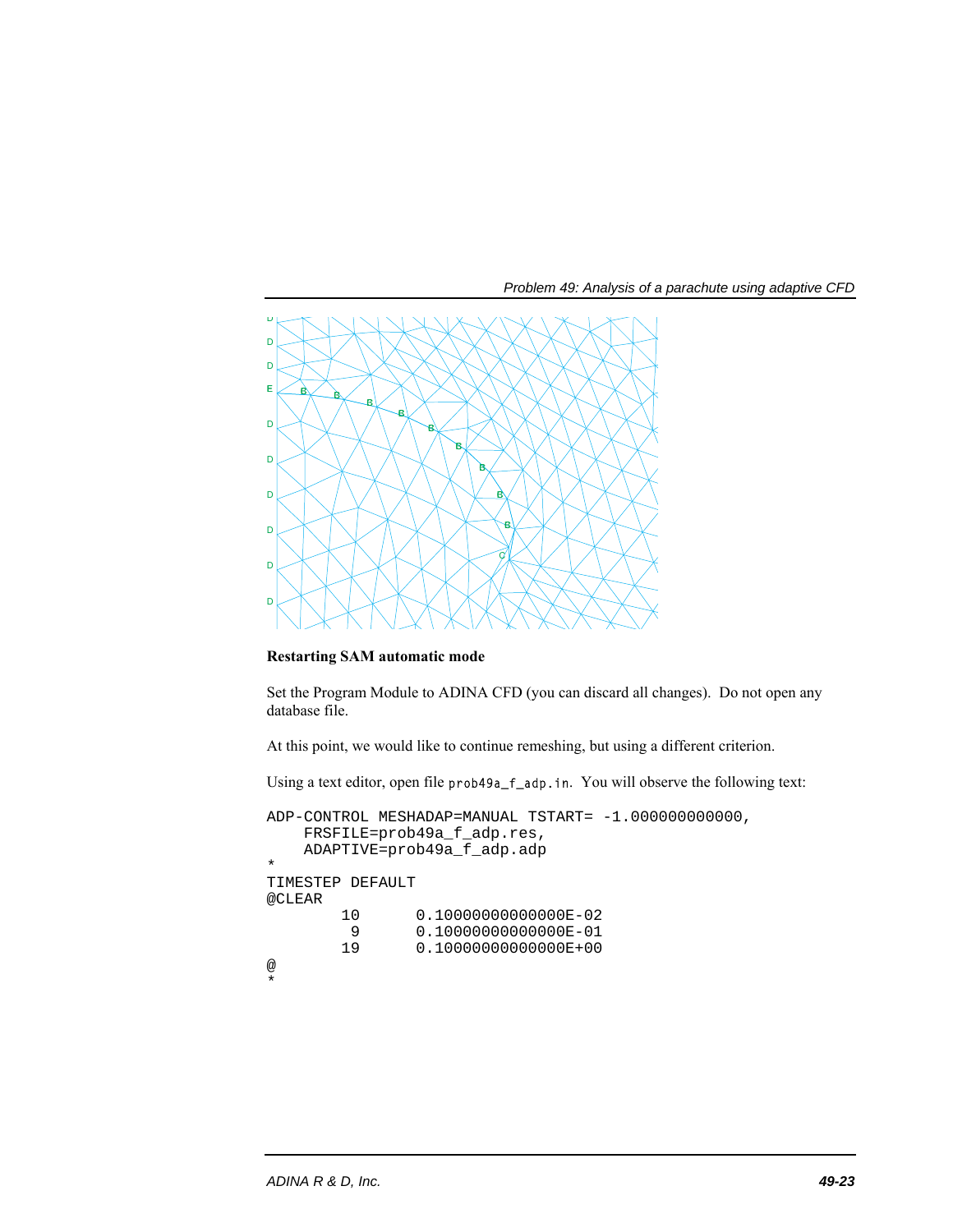**Restarting SAM automatic mode**

Set the Program Module to ADINA CFD (you can discard all changes). Do not open any database file.

At this point, we would like to continue remeshing, but using a different criterion.

Using a text editor, open file `prob49a_f_adp.in`. You will observe the following text:

```
ADP-CONTROL MESHADAP=MANUAL TSTART= -1.000000000000,
    FRSFILE=prob49a_f_adp.res,
    ADAPTIVE=prob49a_f_adp.adp
*
TIMESTEP DEFAULT
@CLEAR
        10      0.10000000000000E-02
         9      0.10000000000000E-01
        19      0.10000000000000E+00
@
*
```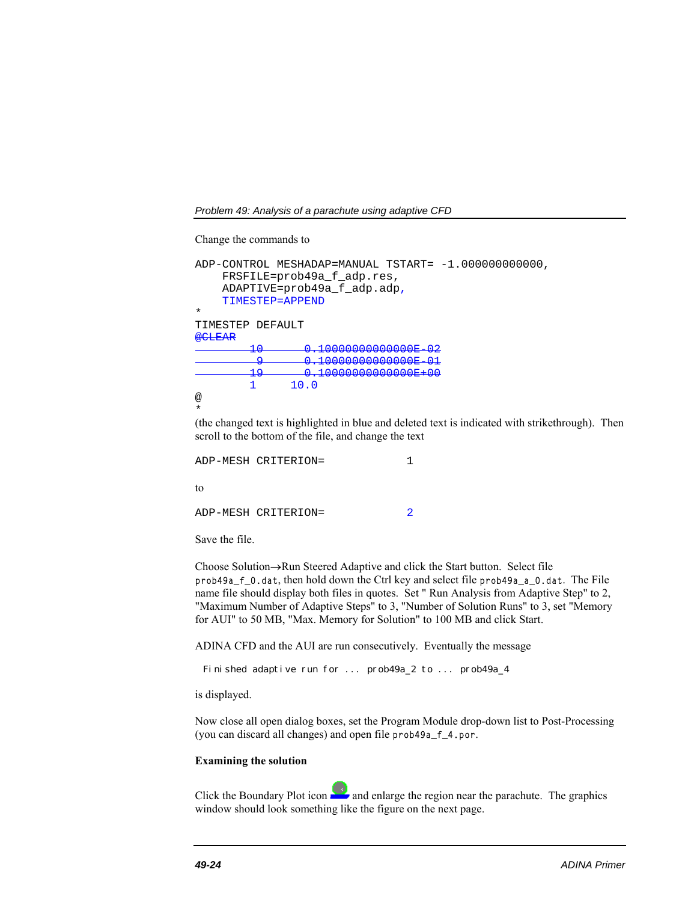Change the commands to

```
ADP-CONTROL MESHADAP=MANUAL TSTART= -1.000000000000,
    FRSFILE=prob49a_f_adp.res,
    ADAPTIVE=prob49a_f_adp.adp,
    TIMESTEP=APPEND
*
TIMESTEP DEFAULT
@CLEAR
        10      0.10000000000000E-02
         9      0.10000000000000E-01
        19      0.10000000000000E+00
        1     10.0
@
*
```

(the changed text is highlighted in blue and deleted text is indicated with strikethrough). Then scroll to the bottom of the file, and change the text

```
ADP-MESH CRITERION=            1
```

to

```
ADP-MESH CRITERION=            2
```

Save the file.

Choose Solution→Run Steered Adaptive and click the Start button. Select file `prob49a_f_0.dat`, then hold down the Ctrl key and select file `prob49a_a_0.dat`. The File name file should display both files in quotes. Set " Run Analysis from Adaptive Step" to 2, "Maximum Number of Adaptive Steps" to 3, "Number of Solution Runs" to 3, set "Memory for AUI" to 50 MB, "Max. Memory for Solution" to 100 MB and click Start.

ADINA CFD and the AUI are run consecutively. Eventually the message

```
Finished adaptive run for ... prob49a_2 to ... prob49a_4
```

is displayed.

Now close all open dialog boxes, set the Program Module drop-down list to Post-Processing (you can discard all changes) and open file `prob49a_f_4.por`.

**Examining the solution**

Click the Boundary Plot icon and enlarge the region near the parachute. The graphics window should look something like the figure on the next page.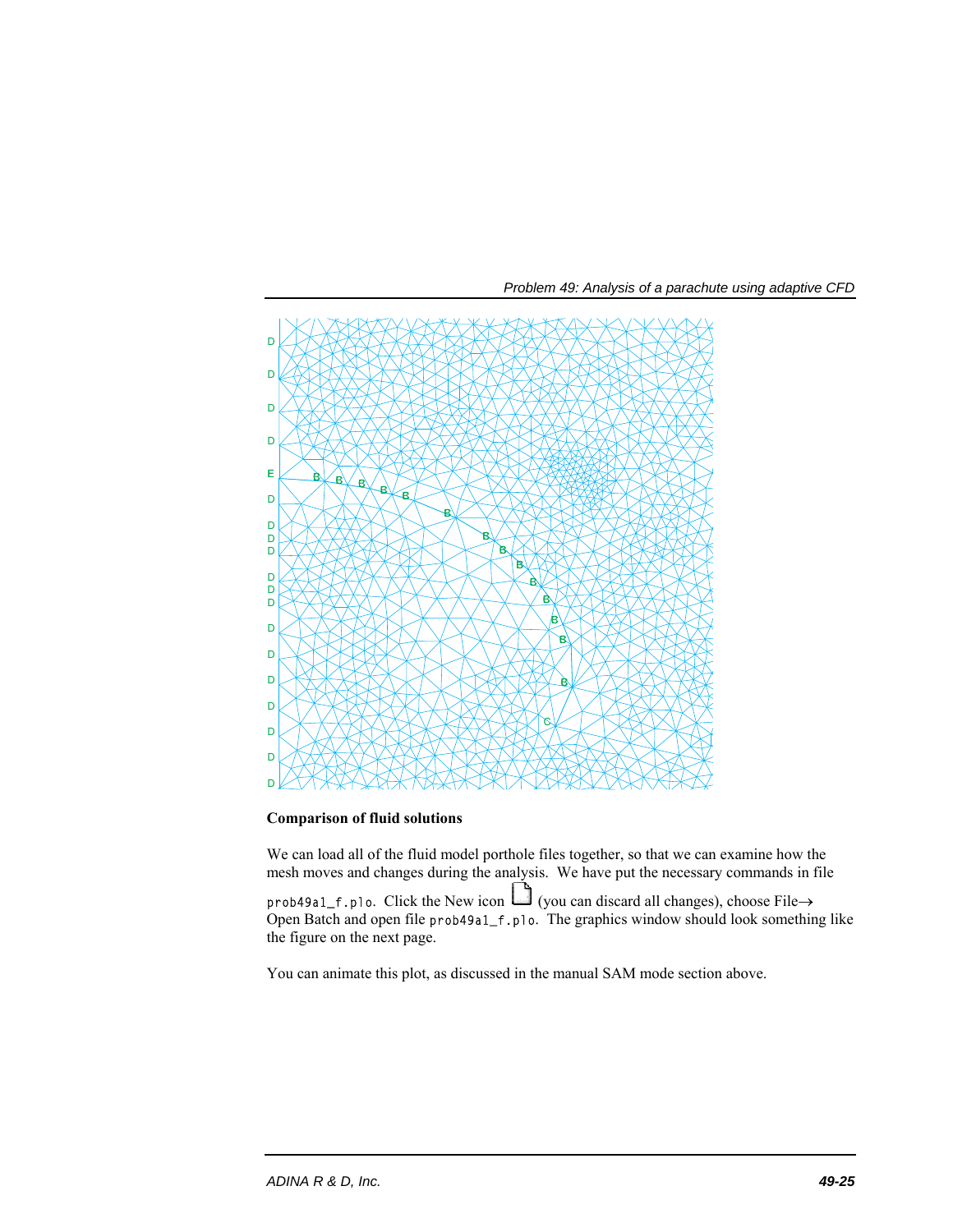## Comparison of fluid solutions

We can load all of the fluid model porthole files together, so that we can examine how the mesh moves and changes during the analysis. We have put the necessary commands in file `prob49a1_f.plo`. Click the New icon (you can discard all changes), choose File→ Open Batch and open file `prob49a1_f.plo`. The graphics window should look something like the figure on the next page.

You can animate this plot, as discussed in the manual SAM mode section above.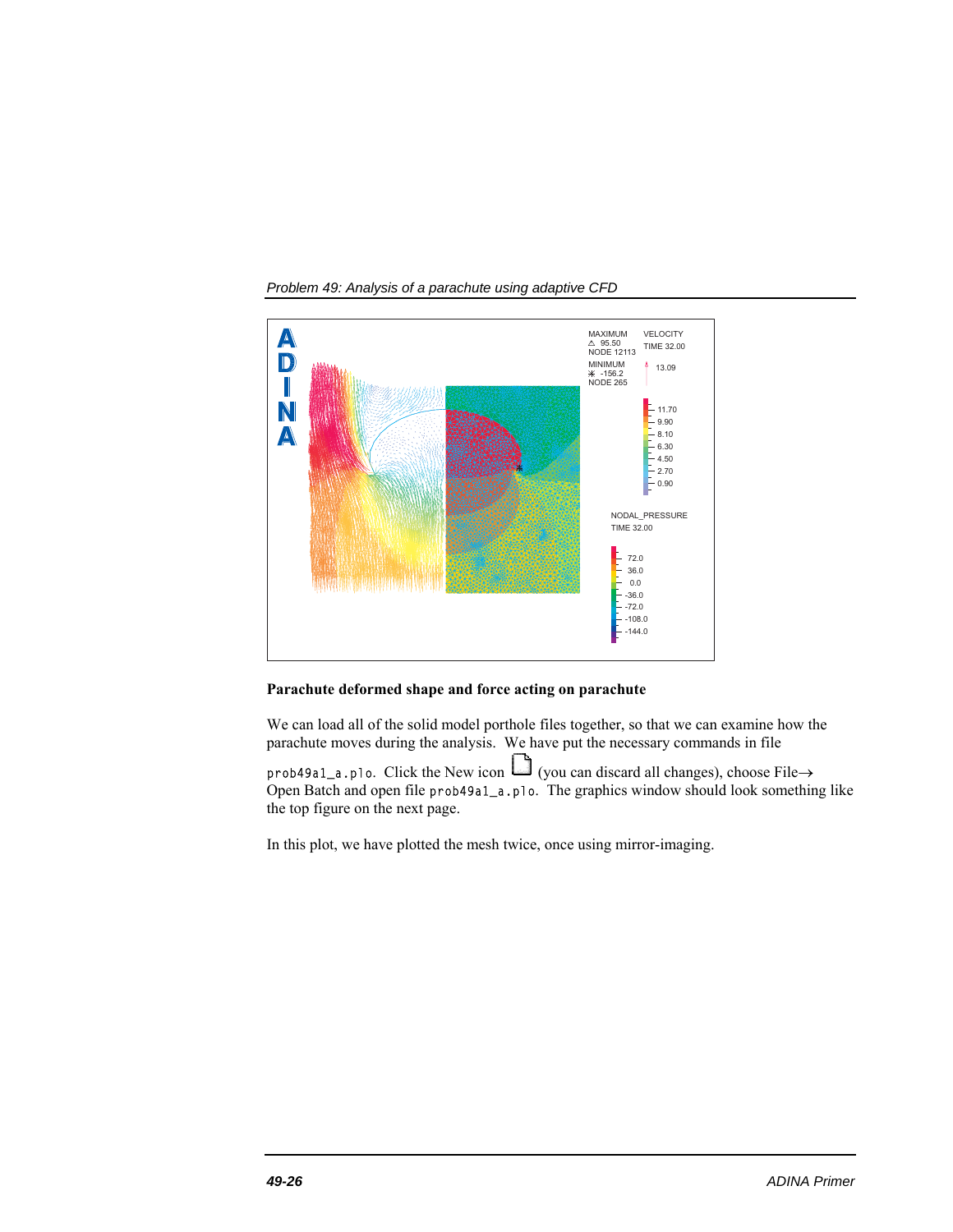**Parachute deformed shape and force acting on parachute**

We can load all of the solid model porthole files together, so that we can examine how the parachute moves during the analysis. We have put the necessary commands in file `prob49a1_a.plo`. Click the New icon (you can discard all changes), choose File→ Open Batch and open file `prob49a1_a.plo`. The graphics window should look something like the top figure on the next page.

In this plot, we have plotted the mesh twice, once using mirror-imaging.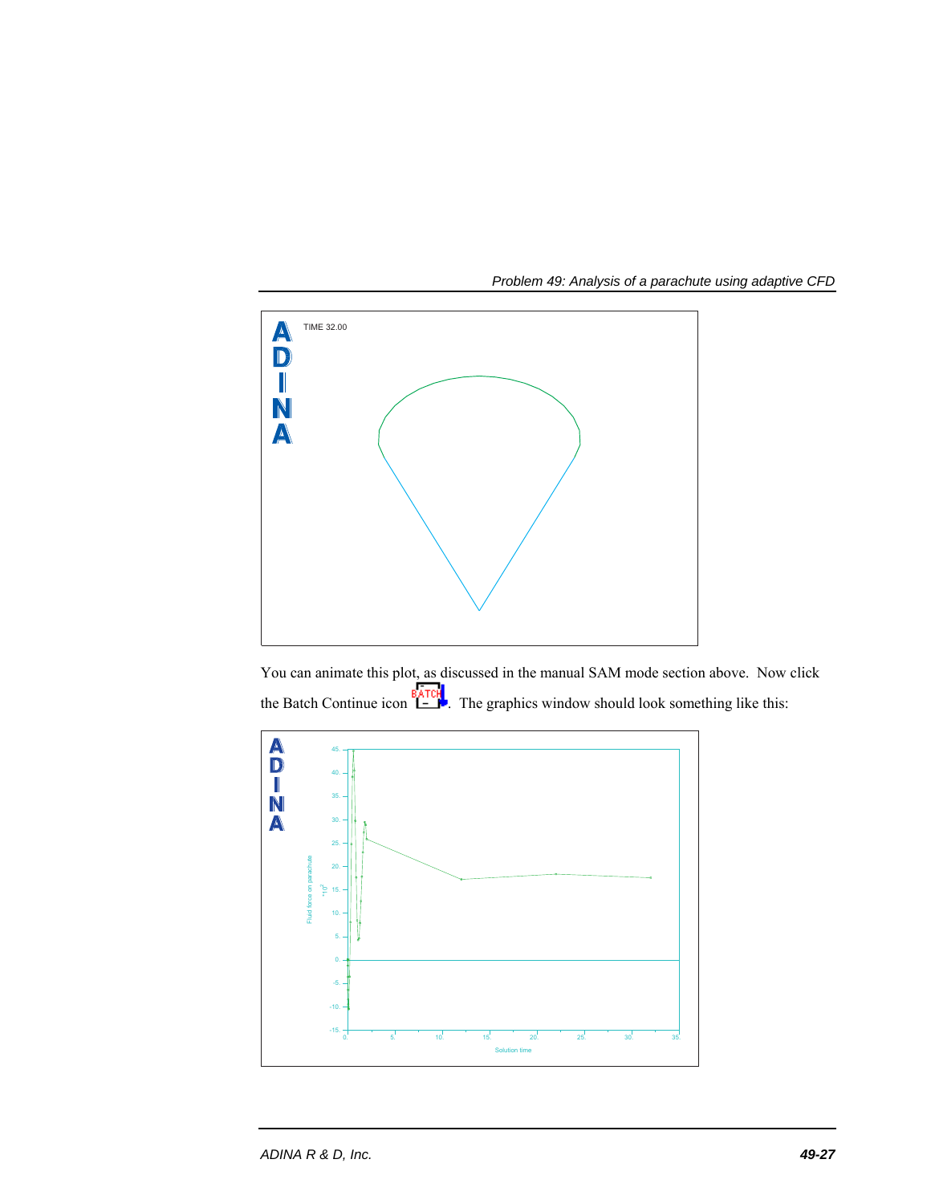You can animate this plot, as discussed in the manual SAM mode section above. Now click the Batch Continue icon . The graphics window should look something like this: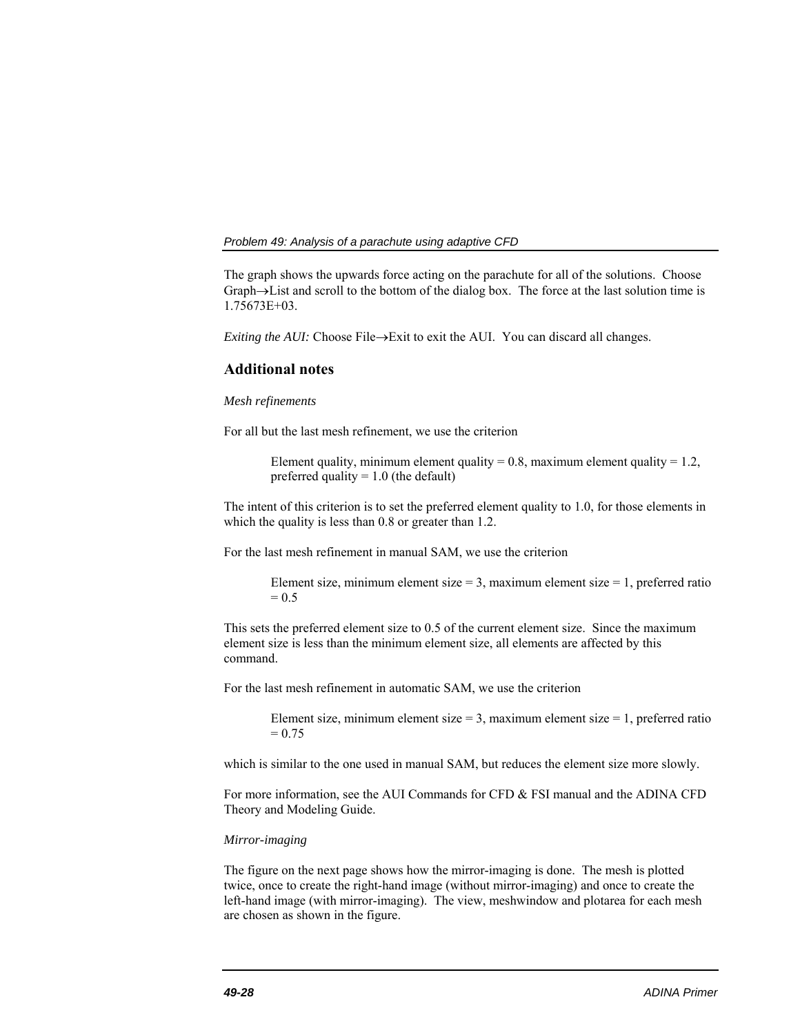The graph shows the upwards force acting on the parachute for all of the solutions. Choose Graph→List and scroll to the bottom of the dialog box. The force at the last solution time is 1.75673E+03.

*Exiting the AUI:* Choose File→Exit to exit the AUI. You can discard all changes.

## Additional notes

*Mesh refinements*

For all but the last mesh refinement, we use the criterion

> Element quality, minimum element quality = 0.8, maximum element quality = 1.2, preferred quality = 1.0 (the default)

The intent of this criterion is to set the preferred element quality to 1.0, for those elements in which the quality is less than 0.8 or greater than 1.2.

For the last mesh refinement in manual SAM, we use the criterion

> Element size, minimum element size = 3, maximum element size = 1, preferred ratio = 0.5

This sets the preferred element size to 0.5 of the current element size. Since the maximum element size is less than the minimum element size, all elements are affected by this command.

For the last mesh refinement in automatic SAM, we use the criterion

> Element size, minimum element size = 3, maximum element size = 1, preferred ratio = 0.75

which is similar to the one used in manual SAM, but reduces the element size more slowly.

For more information, see the AUI Commands for CFD & FSI manual and the ADINA CFD Theory and Modeling Guide.

*Mirror-imaging*

The figure on the next page shows how the mirror-imaging is done. The mesh is plotted twice, once to create the right-hand image (without mirror-imaging) and once to create the left-hand image (with mirror-imaging). The view, meshwindow and plotarea for each mesh are chosen as shown in the figure.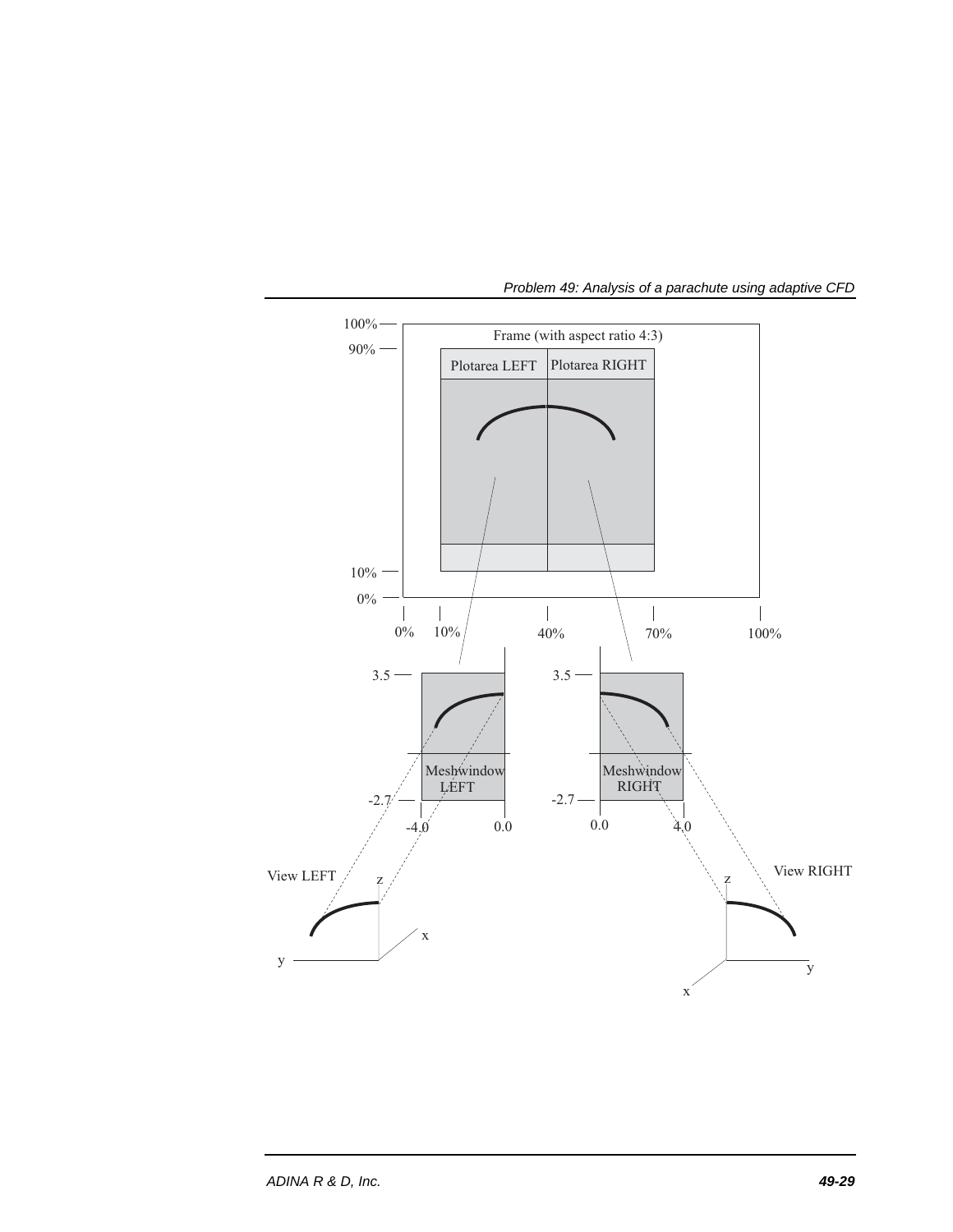Frame (with aspect ratio 4:3)

Plotarea LEFT | Plotarea RIGHT

100%
90%
10%
0%

0% 10% 40% 70% 100%

3.5
-2.7
-4.0 0.0

Meshwindow LEFT

3.5
-2.7
0.0 4.0

Meshwindow RIGHT

View LEFT

View RIGHT

z x y

z x y